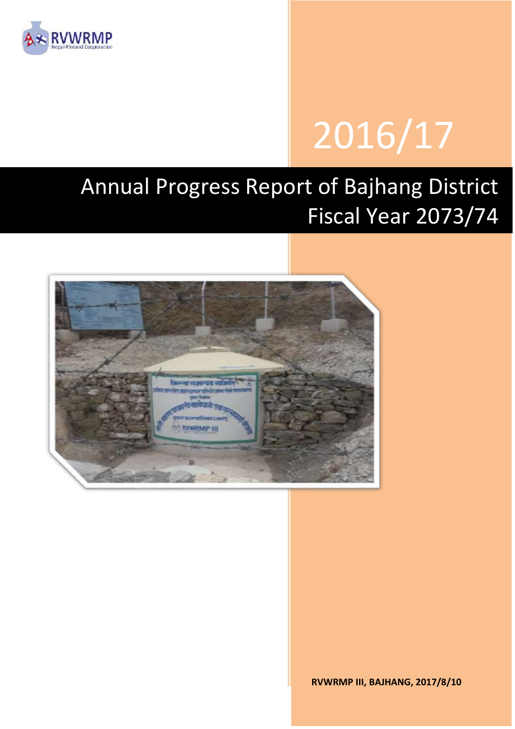RVWRMP
Nepal-Finland Cooperation

# 2016/17

# Annual Progress Report of Bajhang District Fiscal Year 2073/74

**RVWRMP III, BAJHANG, 2017/8/10**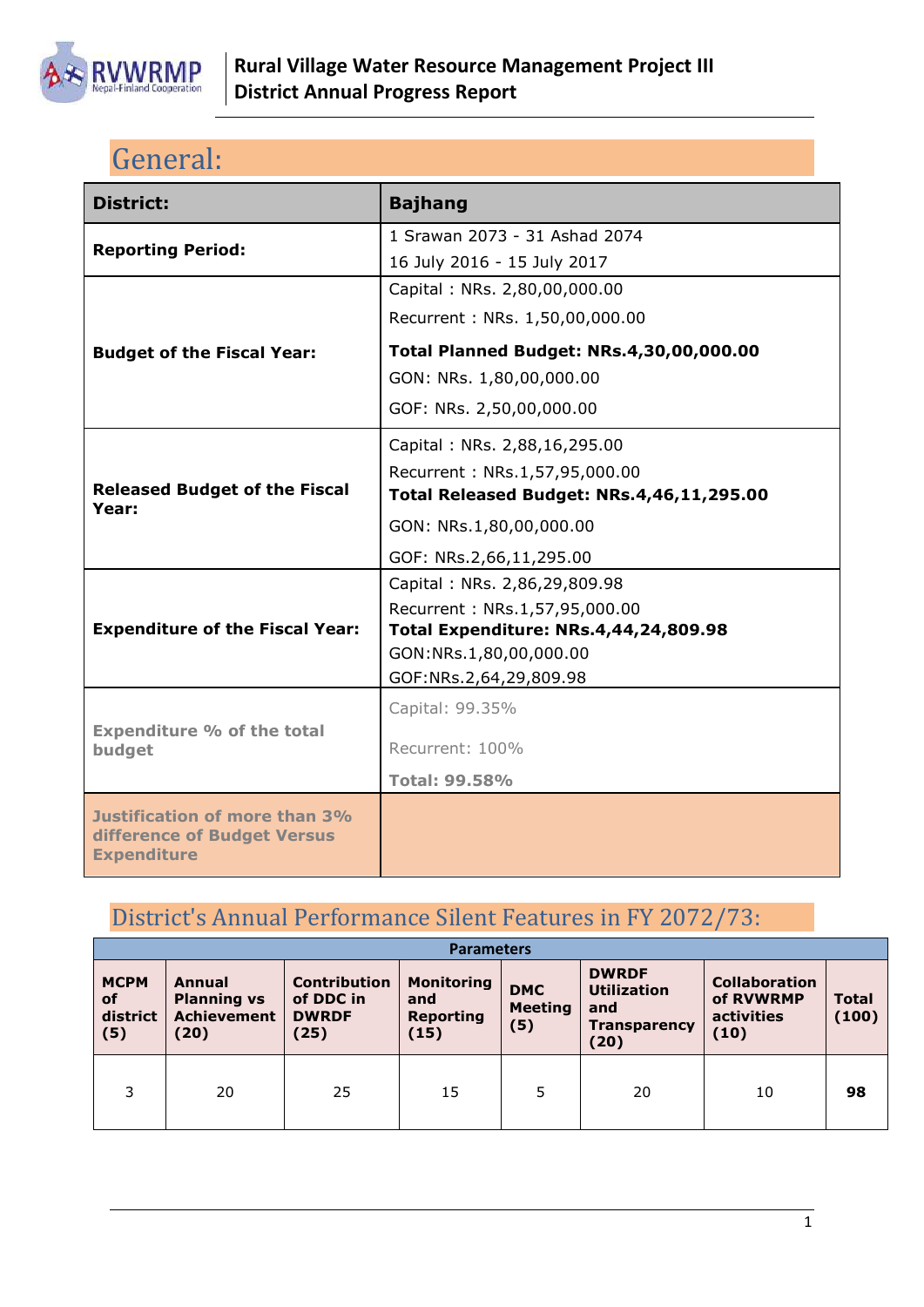# General:

| **District:** | **Bajhang** |
|---|---|
| **Reporting Period:** | 1 Srawan 2073 - 31 Ashad 2074<br>16 July 2016 - 15 July 2017 |
| **Budget of the Fiscal Year:** | Capital : NRs. 2,80,00,000.00<br>Recurrent : NRs. 1,50,00,000.00<br>**Total Planned Budget: NRs.4,30,00,000.00**<br>GON: NRs. 1,80,00,000.00<br>GOF: NRs. 2,50,00,000.00 |
| **Released Budget of the Fiscal Year:** | Capital : NRs. 2,88,16,295.00<br>Recurrent : NRs.1,57,95,000.00<br>**Total Released Budget: NRs.4,46,11,295.00**<br>GON: NRs.1,80,00,000.00<br>GOF: NRs.2,66,11,295.00 |
| **Expenditure of the Fiscal Year:** | Capital : NRs. 2,86,29,809.98<br>Recurrent : NRs.1,57,95,000.00<br>**Total Expenditure: NRs.4,44,24,809.98**<br>GON:NRs.1,80,00,000.00<br>GOF:NRs.2,64,29,809.98 |
| **Expenditure % of the total budget** | Capital: 99.35%<br>Recurrent: 100%<br>**Total: 99.58%** |
| **Justification of more than 3% difference of Budget Versus Expenditure** | |

# District's Annual Performance Silent Features in FY 2072/73:

| Parameters | | | | | | | |
|---|---|---|---|---|---|---|---|
| **MCPM of district (5)** | **Annual Planning vs Achievement (20)** | **Contribution of DDC in DWRDF (25)** | **Monitoring and Reporting (15)** | **DMC Meeting (5)** | **DWRDF Utilization and Transparency (20)** | **Collaboration of RVWRMP activities (10)** | **Total (100)** |
| 3 | 20 | 25 | 15 | 5 | 20 | 10 | **98** |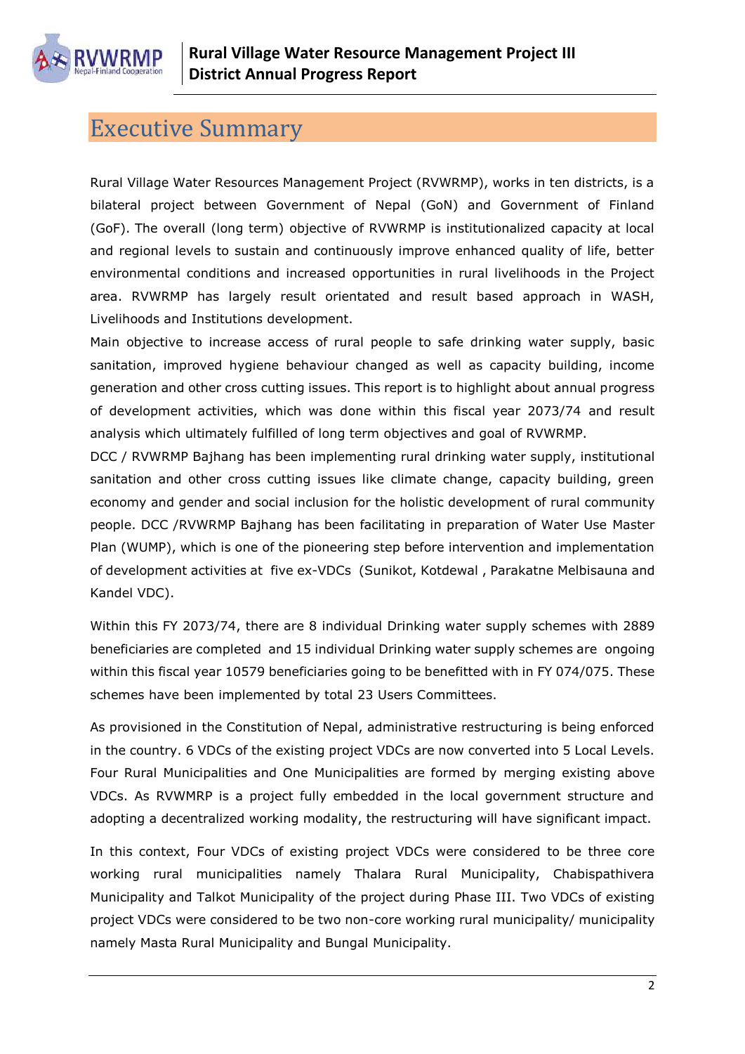# Executive Summary

Rural Village Water Resources Management Project (RVWRMP), works in ten districts, is a bilateral project between Government of Nepal (GoN) and Government of Finland (GoF). The overall (long term) objective of RVWRMP is institutionalized capacity at local and regional levels to sustain and continuously improve enhanced quality of life, better environmental conditions and increased opportunities in rural livelihoods in the Project area. RVWRMP has largely result orientated and result based approach in WASH, Livelihoods and Institutions development.

Main objective to increase access of rural people to safe drinking water supply, basic sanitation, improved hygiene behaviour changed as well as capacity building, income generation and other cross cutting issues. This report is to highlight about annual progress of development activities, which was done within this fiscal year 2073/74 and result analysis which ultimately fulfilled of long term objectives and goal of RVWRMP.

DCC / RVWRMP Bajhang has been implementing rural drinking water supply, institutional sanitation and other cross cutting issues like climate change, capacity building, green economy and gender and social inclusion for the holistic development of rural community people. DCC /RVWRMP Bajhang has been facilitating in preparation of Water Use Master Plan (WUMP), which is one of the pioneering step before intervention and implementation of development activities at five ex-VDCs (Sunikot, Kotdewal , Parakatne Melbisauna and Kandel VDC).

Within this FY 2073/74, there are 8 individual Drinking water supply schemes with 2889 beneficiaries are completed and 15 individual Drinking water supply schemes are ongoing within this fiscal year 10579 beneficiaries going to be benefitted with in FY 074/075. These schemes have been implemented by total 23 Users Committees.

As provisioned in the Constitution of Nepal, administrative restructuring is being enforced in the country. 6 VDCs of the existing project VDCs are now converted into 5 Local Levels. Four Rural Municipalities and One Municipalities are formed by merging existing above VDCs. As RVWMRP is a project fully embedded in the local government structure and adopting a decentralized working modality, the restructuring will have significant impact.

In this context, Four VDCs of existing project VDCs were considered to be three core working rural municipalities namely Thalara Rural Municipality, Chabispathivera Municipality and Talkot Municipality of the project during Phase III. Two VDCs of existing project VDCs were considered to be two non-core working rural municipality/ municipality namely Masta Rural Municipality and Bungal Municipality.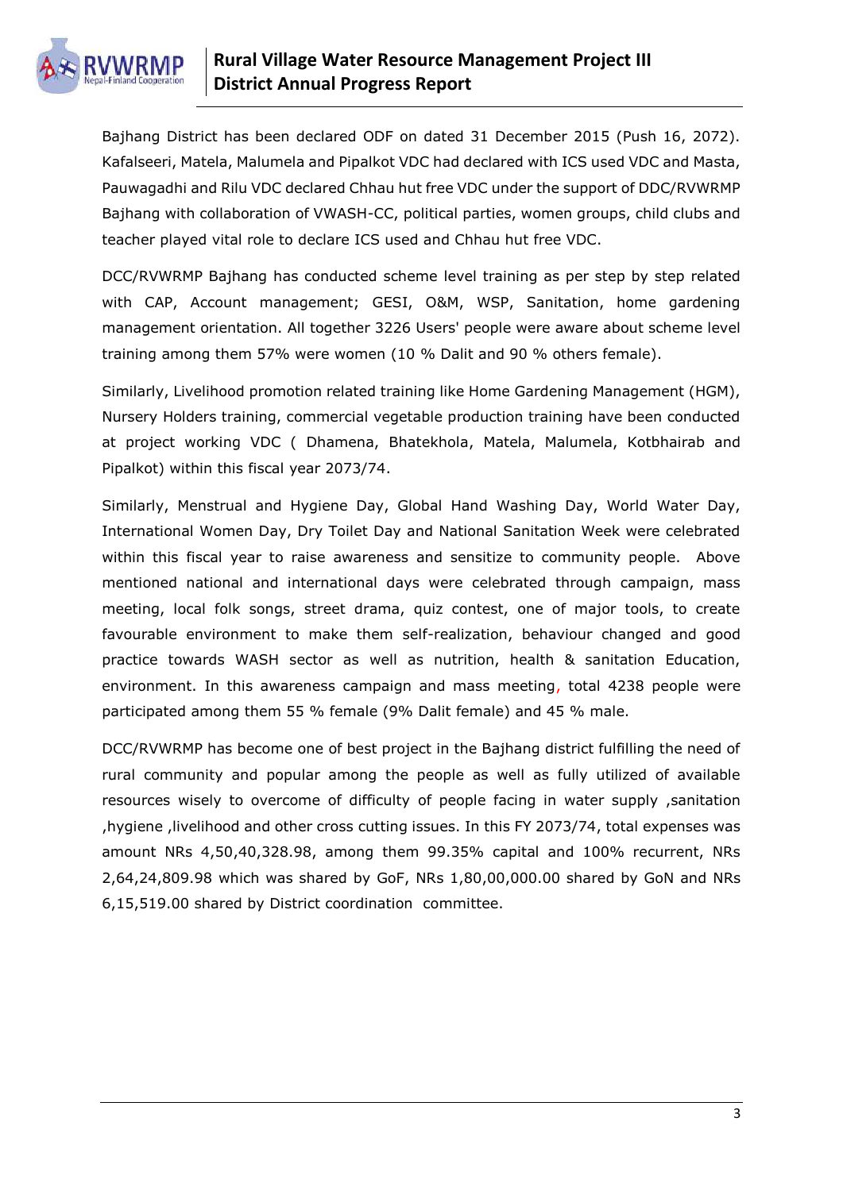Bajhang District has been declared ODF on dated 31 December 2015 (Push 16, 2072). Kafalseeri, Matela, Malumela and Pipalkot VDC had declared with ICS used VDC and Masta, Pauwagadhi and Rilu VDC declared Chhau hut free VDC under the support of DDC/RVWRMP Bajhang with collaboration of VWASH-CC, political parties, women groups, child clubs and teacher played vital role to declare ICS used and Chhau hut free VDC.

DCC/RVWRMP Bajhang has conducted scheme level training as per step by step related with CAP, Account management; GESI, O&M, WSP, Sanitation, home gardening management orientation. All together 3226 Users' people were aware about scheme level training among them 57% were women (10 % Dalit and 90 % others female).

Similarly, Livelihood promotion related training like Home Gardening Management (HGM), Nursery Holders training, commercial vegetable production training have been conducted at project working VDC ( Dhamena, Bhatekhola, Matela, Malumela, Kotbhairab and Pipalkot) within this fiscal year 2073/74.

Similarly, Menstrual and Hygiene Day, Global Hand Washing Day, World Water Day, International Women Day, Dry Toilet Day and National Sanitation Week were celebrated within this fiscal year to raise awareness and sensitize to community people. Above mentioned national and international days were celebrated through campaign, mass meeting, local folk songs, street drama, quiz contest, one of major tools, to create favourable environment to make them self-realization, behaviour changed and good practice towards WASH sector as well as nutrition, health & sanitation Education, environment. In this awareness campaign and mass meeting, total 4238 people were participated among them 55 % female (9% Dalit female) and 45 % male.

DCC/RVWRMP has become one of best project in the Bajhang district fulfilling the need of rural community and popular among the people as well as fully utilized of available resources wisely to overcome of difficulty of people facing in water supply ,sanitation ,hygiene ,livelihood and other cross cutting issues. In this FY 2073/74, total expenses was amount NRs 4,50,40,328.98, among them 99.35% capital and 100% recurrent, NRs 2,64,24,809.98 which was shared by GoF, NRs 1,80,00,000.00 shared by GoN and NRs 6,15,519.00 shared by District coordination committee.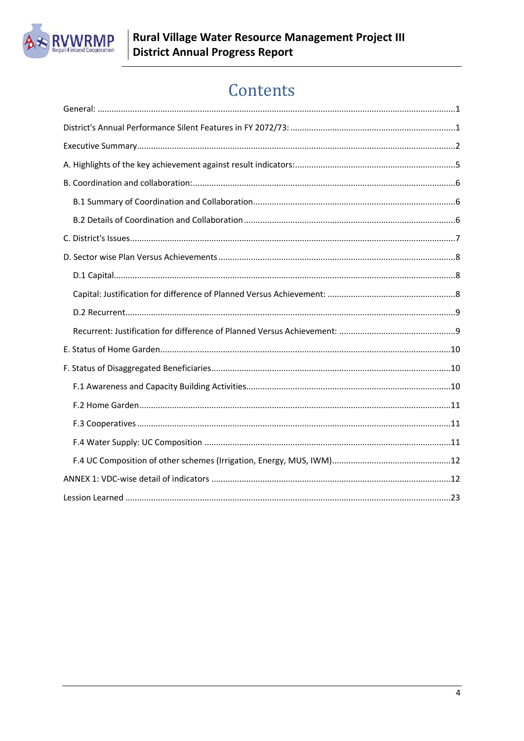# Contents

General: ...1

District's Annual Performance Silent Features in FY 2072/73: ...1

Executive Summary...2

A. Highlights of the key achievement against result indicators:...5

B. Coordination and collaboration:...6

- B.1 Summary of Coordination and Collaboration...6
- B.2 Details of Coordination and Collaboration...6

C. District's Issues...7

D. Sector wise Plan Versus Achievements...8

- D.1 Capital...8
- Capital: Justification for difference of Planned Versus Achievement: ...8
- D.2 Recurrent...9
- Recurrent: Justification for difference of Planned Versus Achievement: ...9

E. Status of Home Garden...10

F. Status of Disaggregated Beneficiaries...10

- F.1 Awareness and Capacity Building Activities...10
- F.2 Home Garden...11
- F.3 Cooperatives...11
- F.4 Water Supply: UC Composition ...11
- F.4 UC Composition of other schemes (Irrigation, Energy, MUS, IWM)...12

ANNEX 1: VDC-wise detail of indicators ...12

Lession Learned ...23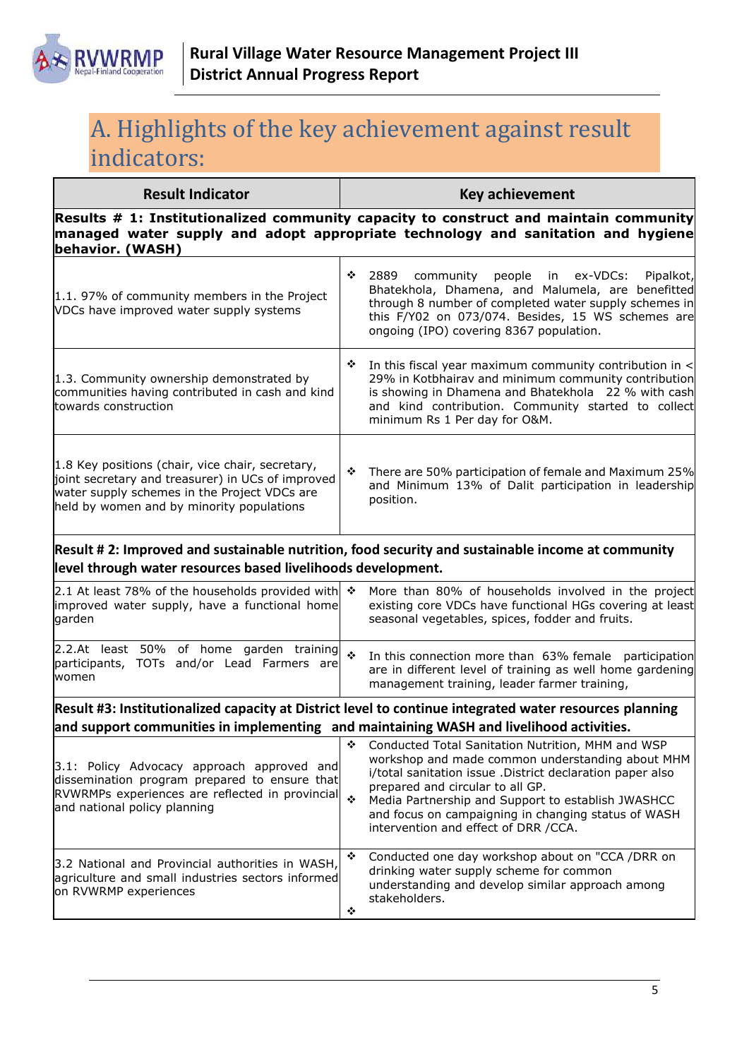# A. Highlights of the key achievement against result indicators:

| Result Indicator | Key achievement |
|---|---|
| **Results # 1: Institutionalized community capacity to construct and maintain community managed water supply and adopt appropriate technology and sanitation and hygiene behavior. (WASH)** | |
| 1.1. 97% of community members in the Project VDCs have improved water supply systems | ❖ 2889 community people in ex-VDCs: Pipalkot, Bhatekhola, Dhamena, and Malumela, are benefitted through 8 number of completed water supply schemes in this F/Y02 on 073/074. Besides, 15 WS schemes are ongoing (IPO) covering 8367 population. |
| 1.3. Community ownership demonstrated by communities having contributed in cash and kind towards construction | ❖ In this fiscal year maximum community contribution in < 29% in Kotbhairav and minimum community contribution is showing in Dhamena and Bhatekhola 22 % with cash and kind contribution. Community started to collect minimum Rs 1 Per day for O&M. |
| 1.8 Key positions (chair, vice chair, secretary, joint secretary and treasurer) in UCs of improved water supply schemes in the Project VDCs are held by women and by minority populations | ❖ There are 50% participation of female and Maximum 25% and Minimum 13% of Dalit participation in leadership position. |
| **Result # 2: Improved and sustainable nutrition, food security and sustainable income at community level through water resources based livelihoods development.** | |
| 2.1 At least 78% of the households provided with improved water supply, have a functional home garden | ❖ More than 80% of households involved in the project existing core VDCs have functional HGs covering at least seasonal vegetables, spices, fodder and fruits. |
| 2.2.At least 50% of home garden training participants, TOTs and/or Lead Farmers are women | ❖ In this connection more than 63% female participation are in different level of training as well home gardening management training, leader farmer training, |
| **Result #3: Institutionalized capacity at District level to continue integrated water resources planning and support communities in implementing and maintaining WASH and livelihood activities.** | |
| 3.1: Policy Advocacy approach approved and dissemination program prepared to ensure that RVWRMPs experiences are reflected in provincial and national policy planning | ❖ Conducted Total Sanitation Nutrition, MHM and WSP workshop and made common understanding about MHM i/total sanitation issue .District declaration paper also prepared and circular to all GP.<br>❖ Media Partnership and Support to establish JWASHCC and focus on campaigning in changing status of WASH intervention and effect of DRR /CCA. |
| 3.2 National and Provincial authorities in WASH, agriculture and small industries sectors informed on RVWRMP experiences | ❖ Conducted one day workshop about on "CCA /DRR on drinking water supply scheme for common understanding and develop similar approach among stakeholders.<br>❖ |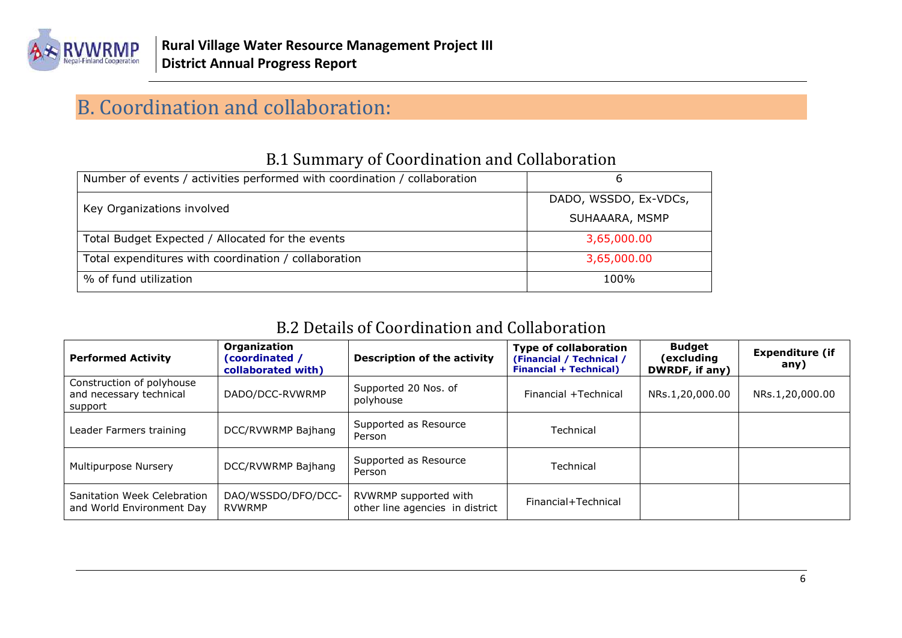# B. Coordination and collaboration:

## B.1 Summary of Coordination and Collaboration

| Number of events / activities performed with coordination / collaboration | 6 |
|---|---|
| Key Organizations involved | DADO, WSSDO, Ex-VDCs, SUHAAARA, MSMP |
| Total Budget Expected / Allocated for the events | 3,65,000.00 |
| Total expenditures with coordination / collaboration | 3,65,000.00 |
| % of fund utilization | 100% |

## B.2 Details of Coordination and Collaboration

| Performed Activity | Organization (coordinated / collaborated with) | Description of the activity | Type of collaboration (Financial / Technical / Financial + Technical) | Budget (excluding DWRDF, if any) | Expenditure (if any) |
|---|---|---|---|---|---|
| Construction of polyhouse and necessary technical support | DADO/DCC-RVWRMP | Supported 20 Nos. of polyhouse | Financial +Technical | NRs.1,20,000.00 | NRs.1,20,000.00 |
| Leader Farmers training | DCC/RVWRMP Bajhang | Supported as Resource Person | Technical | | |
| Multipurpose Nursery | DCC/RVWRMP Bajhang | Supported as Resource Person | Technical | | |
| Sanitation Week Celebration and World Environment Day | DAO/WSSDO/DFO/DCC-RVWRMP | RVWRMP supported with other line agencies in district | Financial+Technical | | |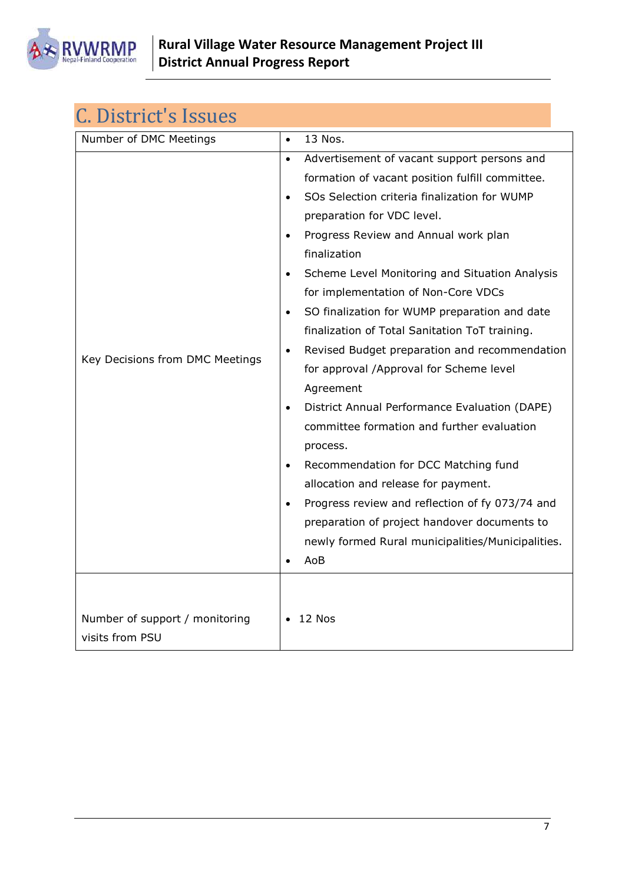# C. District's Issues

| | |
|---|---|
| Number of DMC Meetings | • 13 Nos. |
| Key Decisions from DMC Meetings | • Advertisement of vacant support persons and formation of vacant position fulfill committee.<br>• SOs Selection criteria finalization for WUMP preparation for VDC level.<br>• Progress Review and Annual work plan finalization<br>• Scheme Level Monitoring and Situation Analysis for implementation of Non-Core VDCs<br>• SO finalization for WUMP preparation and date finalization of Total Sanitation ToT training.<br>• Revised Budget preparation and recommendation for approval /Approval for Scheme level Agreement<br>• District Annual Performance Evaluation (DAPE) committee formation and further evaluation process.<br>• Recommendation for DCC Matching fund allocation and release for payment.<br>• Progress review and reflection of fy 073/74 and preparation of project handover documents to newly formed Rural municipalities/Municipalities.<br>• AoB |
| Number of support / monitoring visits from PSU | • 12 Nos |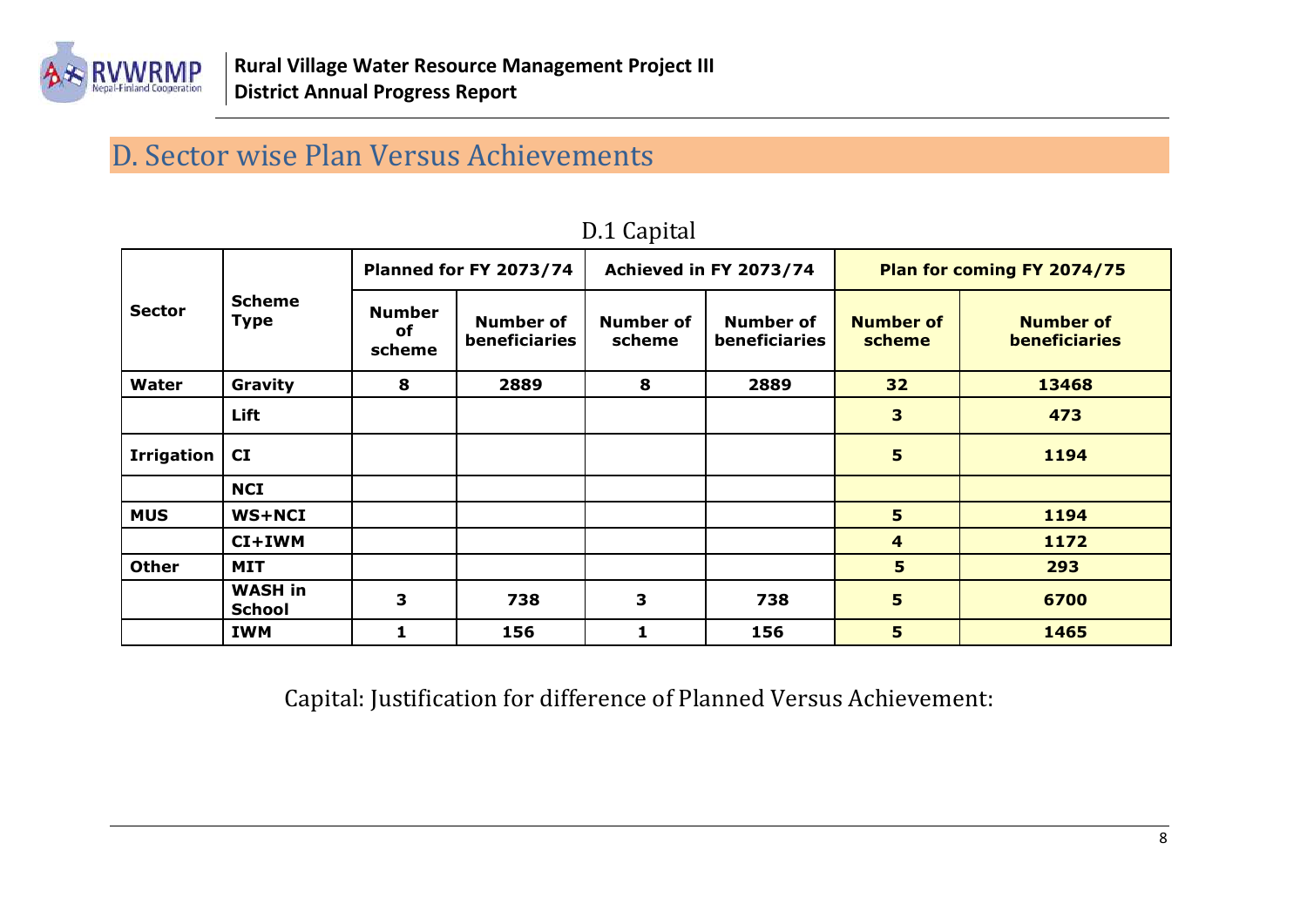## D. Sector wise Plan Versus Achievements

D.1 Capital

| Sector | Scheme Type | Planned for FY 2073/74 | | Achieved in FY 2073/74 | | Plan for coming FY 2074/75 | |
|---|---|---|---|---|---|---|---|
| | | Number of scheme | Number of beneficiaries | Number of scheme | Number of beneficiaries | Number of scheme | Number of beneficiaries |
| **Water** | **Gravity** | **8** | **2889** | **8** | **2889** | **32** | **13468** |
| | **Lift** | | | | | **3** | **473** |
| **Irrigation** | **CI** | | | | | **5** | **1194** |
| | **NCI** | | | | | | |
| **MUS** | **WS+NCI** | | | | | **5** | **1194** |
| | **CI+IWM** | | | | | **4** | **1172** |
| **Other** | **MIT** | | | | | **5** | **293** |
| | **WASH in School** | **3** | **738** | **3** | **738** | **5** | **6700** |
| | **IWM** | **1** | **156** | **1** | **156** | **5** | **1465** |

Capital: Justification for difference of Planned Versus Achievement: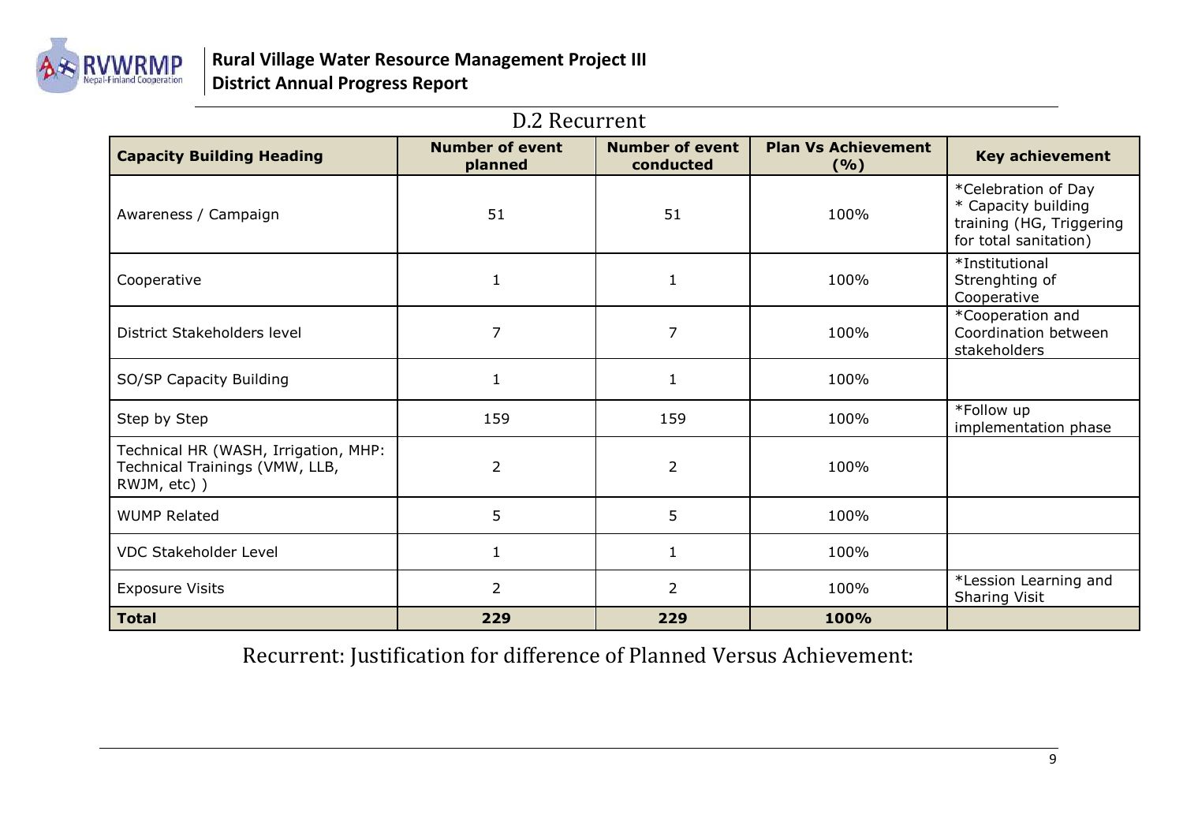## D.2 Recurrent

| Capacity Building Heading | Number of event planned | Number of event conducted | Plan Vs Achievement (%) | Key achievement |
|---|---|---|---|---|
| Awareness / Campaign | 51 | 51 | 100% | *Celebration of Day<br>* Capacity building training (HG, Triggering for total sanitation) |
| Cooperative | 1 | 1 | 100% | *Institutional Strenghting of Cooperative |
| District Stakeholders level | 7 | 7 | 100% | *Cooperation and Coordination between stakeholders |
| SO/SP Capacity Building | 1 | 1 | 100% | |
| Step by Step | 159 | 159 | 100% | *Follow up implementation phase |
| Technical HR (WASH, Irrigation, MHP: Technical Trainings (VMW, LLB, RWJM, etc) ) | 2 | 2 | 100% | |
| WUMP Related | 5 | 5 | 100% | |
| VDC Stakeholder Level | 1 | 1 | 100% | |
| Exposure Visits | 2 | 2 | 100% | *Lession Learning and Sharing Visit |
| **Total** | **229** | **229** | **100%** | |

Recurrent: Justification for difference of Planned Versus Achievement: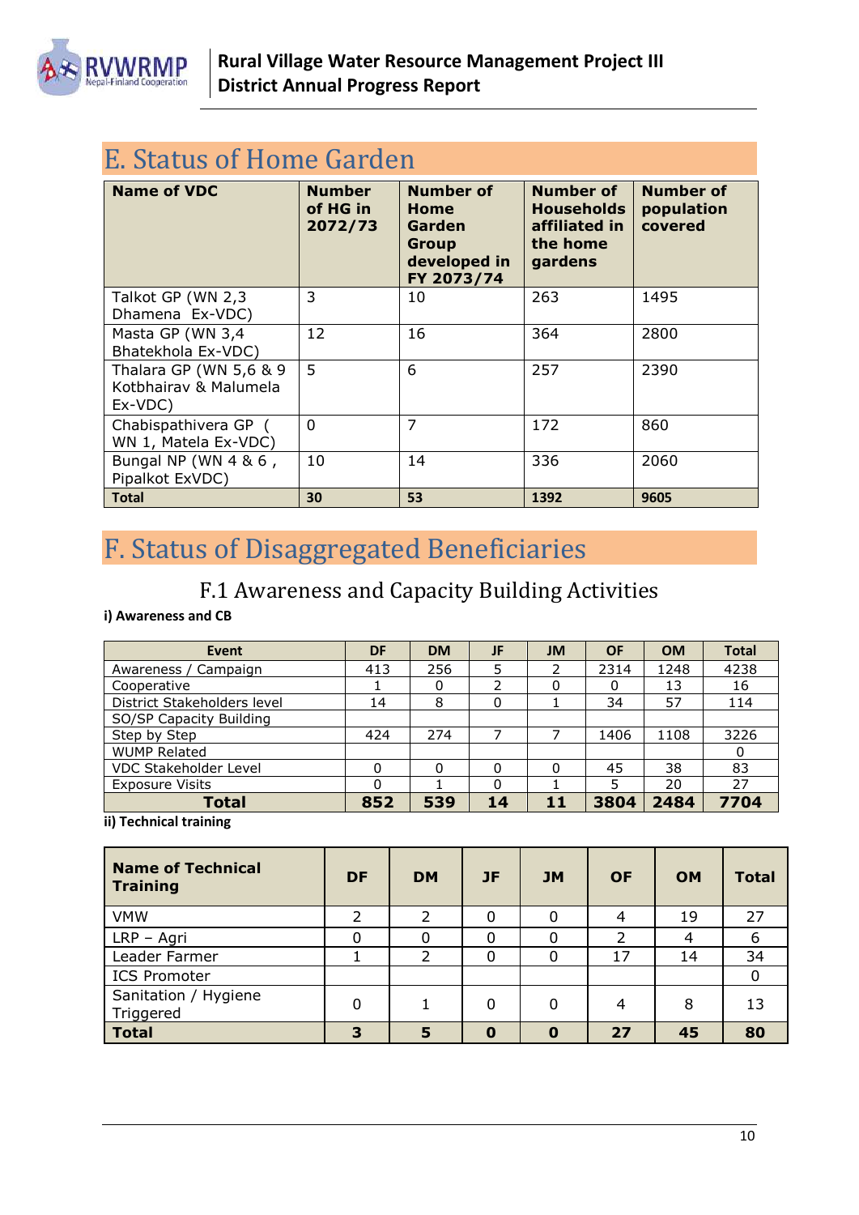## E. Status of Home Garden

| Name of VDC | Number of HG in 2072/73 | Number of Home Garden Group developed in FY 2073/74 | Number of Households affiliated in the home gardens | Number of population covered |
|---|---|---|---|---|
| Talkot GP (WN 2,3 Dhamena Ex-VDC) | 3 | 10 | 263 | 1495 |
| Masta GP (WN 3,4 Bhatekhola Ex-VDC) | 12 | 16 | 364 | 2800 |
| Thalara GP (WN 5,6 & 9 Kotbhairav & Malumela Ex-VDC) | 5 | 6 | 257 | 2390 |
| Chabispathivera GP ( WN 1, Matela Ex-VDC) | 0 | 7 | 172 | 860 |
| Bungal NP (WN 4 & 6 , Pipalkot ExVDC) | 10 | 14 | 336 | 2060 |
| **Total** | **30** | **53** | **1392** | **9605** |

## F. Status of Disaggregated Beneficiaries

### F.1 Awareness and Capacity Building Activities

**i) Awareness and CB**

| Event | DF | DM | JF | JM | OF | OM | Total |
|---|---|---|---|---|---|---|---|
| Awareness / Campaign | 413 | 256 | 5 | 2 | 2314 | 1248 | 4238 |
| Cooperative | 1 | 0 | 2 | 0 | 0 | 13 | 16 |
| District Stakeholders level | 14 | 8 | 0 | 1 | 34 | 57 | 114 |
| SO/SP Capacity Building | | | | | | | |
| Step by Step | 424 | 274 | 7 | 7 | 1406 | 1108 | 3226 |
| WUMP Related | | | | | | | 0 |
| VDC Stakeholder Level | 0 | 0 | 0 | 0 | 45 | 38 | 83 |
| Exposure Visits | 0 | 1 | 0 | 1 | 5 | 20 | 27 |
| **Total** | **852** | **539** | **14** | **11** | **3804** | **2484** | **7704** |

**ii) Technical training**

| Name of Technical Training | DF | DM | JF | JM | OF | OM | Total |
|---|---|---|---|---|---|---|---|
| VMW | 2 | 2 | 0 | 0 | 4 | 19 | 27 |
| LRP – Agri | 0 | 0 | 0 | 0 | 2 | 4 | 6 |
| Leader Farmer | 1 | 2 | 0 | 0 | 17 | 14 | 34 |
| ICS Promoter | | | | | | | 0 |
| Sanitation / Hygiene Triggered | 0 | 1 | 0 | 0 | 4 | 8 | 13 |
| **Total** | **3** | **5** | **0** | **0** | **27** | **45** | **80** |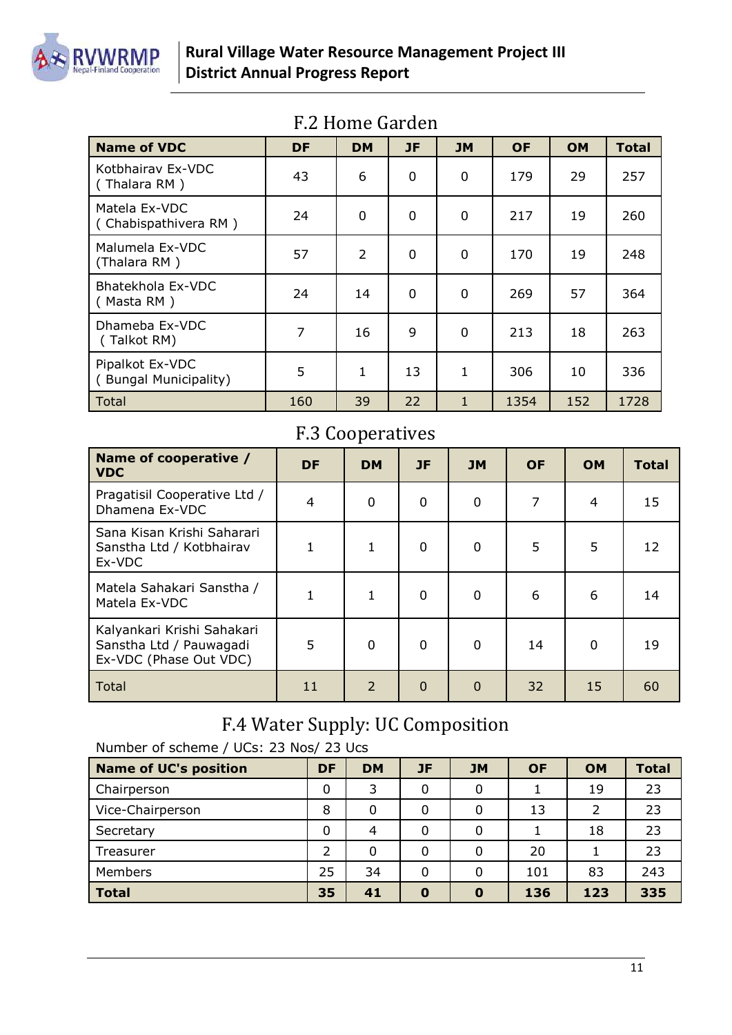## F.2 Home Garden

| Name of VDC | DF | DM | JF | JM | OF | OM | Total |
|---|---|---|---|---|---|---|---|
| Kotbhairav Ex-VDC ( Thalara RM ) | 43 | 6 | 0 | 0 | 179 | 29 | 257 |
| Matela Ex-VDC ( Chabispathivera RM ) | 24 | 0 | 0 | 0 | 217 | 19 | 260 |
| Malumela Ex-VDC (Thalara RM ) | 57 | 2 | 0 | 0 | 170 | 19 | 248 |
| Bhatekhola Ex-VDC ( Masta RM ) | 24 | 14 | 0 | 0 | 269 | 57 | 364 |
| Dhameba Ex-VDC ( Talkot RM) | 7 | 16 | 9 | 0 | 213 | 18 | 263 |
| Pipalkot Ex-VDC ( Bungal Municipality) | 5 | 1 | 13 | 1 | 306 | 10 | 336 |
| Total | 160 | 39 | 22 | 1 | 1354 | 152 | 1728 |

## F.3 Cooperatives

| Name of cooperative / VDC | DF | DM | JF | JM | OF | OM | Total |
|---|---|---|---|---|---|---|---|
| Pragatisil Cooperative Ltd / Dhamena Ex-VDC | 4 | 0 | 0 | 0 | 7 | 4 | 15 |
| Sana Kisan Krishi Saharari Sanstha Ltd / Kotbhairav Ex-VDC | 1 | 1 | 0 | 0 | 5 | 5 | 12 |
| Matela Sahakari Sanstha / Matela Ex-VDC | 1 | 1 | 0 | 0 | 6 | 6 | 14 |
| Kalyankari Krishi Sahakari Sanstha Ltd / Pauwagadi Ex-VDC (Phase Out VDC) | 5 | 0 | 0 | 0 | 14 | 0 | 19 |
| Total | 11 | 2 | 0 | 0 | 32 | 15 | 60 |

## F.4 Water Supply: UC Composition

Number of scheme / UCs: 23 Nos/ 23 Ucs

| Name of UC's position | DF | DM | JF | JM | OF | OM | Total |
|---|---|---|---|---|---|---|---|
| Chairperson | 0 | 3 | 0 | 0 | 1 | 19 | 23 |
| Vice-Chairperson | 8 | 0 | 0 | 0 | 13 | 2 | 23 |
| Secretary | 0 | 4 | 0 | 0 | 1 | 18 | 23 |
| Treasurer | 2 | 0 | 0 | 0 | 20 | 1 | 23 |
| Members | 25 | 34 | 0 | 0 | 101 | 83 | 243 |
| **Total** | **35** | **41** | **0** | **0** | **136** | **123** | **335** |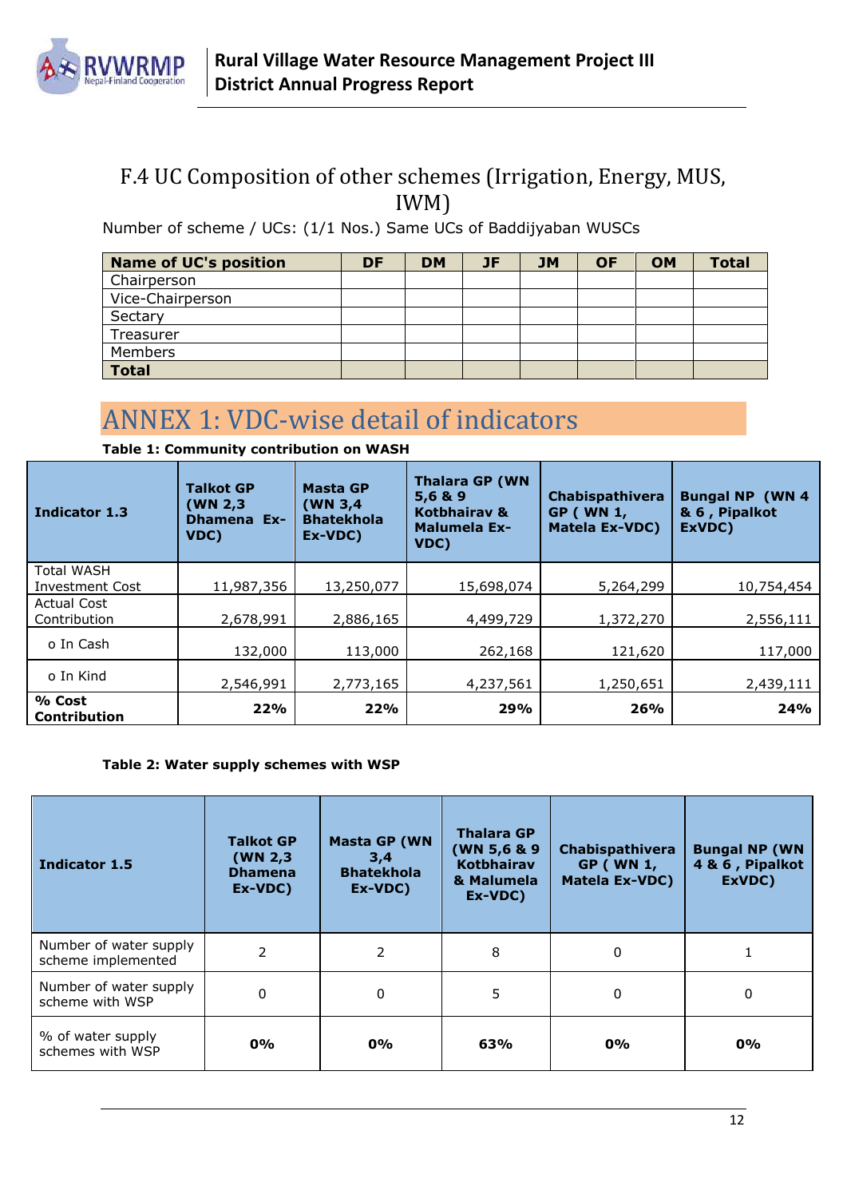## F.4 UC Composition of other schemes (Irrigation, Energy, MUS, IWM)

Number of scheme / UCs: (1/1 Nos.) Same UCs of Baddijyaban WUSCs

| Name of UC's position | DF | DM | JF | JM | OF | OM | Total |
|---|---|---|---|---|---|---|---|
| Chairperson | | | | | | | |
| Vice-Chairperson | | | | | | | |
| Sectary | | | | | | | |
| Treasurer | | | | | | | |
| Members | | | | | | | |
| **Total** | | | | | | | |

# ANNEX 1: VDC-wise detail of indicators

**Table 1: Community contribution on WASH**

| Indicator 1.3 | Talkot GP (WN 2,3 Dhamena Ex-VDC) | Masta GP (WN 3,4 Bhatekhola Ex-VDC) | Thalara GP (WN 5,6 & 9 Kotbhairav & Malumela Ex-VDC) | Chabispathivera GP ( WN 1, Matela Ex-VDC) | Bungal NP (WN 4 & 6 , Pipalkot ExVDC) |
|---|---|---|---|---|---|
| Total WASH Investment Cost | 11,987,356 | 13,250,077 | 15,698,074 | 5,264,299 | 10,754,454 |
| Actual Cost Contribution | 2,678,991 | 2,886,165 | 4,499,729 | 1,372,270 | 2,556,111 |
| o In Cash | 132,000 | 113,000 | 262,168 | 121,620 | 117,000 |
| o In Kind | 2,546,991 | 2,773,165 | 4,237,561 | 1,250,651 | 2,439,111 |
| **% Cost Contribution** | **22%** | **22%** | **29%** | **26%** | **24%** |

**Table 2: Water supply schemes with WSP**

| Indicator 1.5 | Talkot GP (WN 2,3 Dhamena Ex-VDC) | Masta GP (WN 3,4 Bhatekhola Ex-VDC) | Thalara GP (WN 5,6 & 9 Kotbhairav & Malumela Ex-VDC) | Chabispathivera GP ( WN 1, Matela Ex-VDC) | Bungal NP (WN 4 & 6 , Pipalkot ExVDC) |
|---|---|---|---|---|---|
| Number of water supply scheme implemented | 2 | 2 | 8 | 0 | 1 |
| Number of water supply scheme with WSP | 0 | 0 | 5 | 0 | 0 |
| % of water supply schemes with WSP | **0%** | **0%** | **63%** | **0%** | **0%** |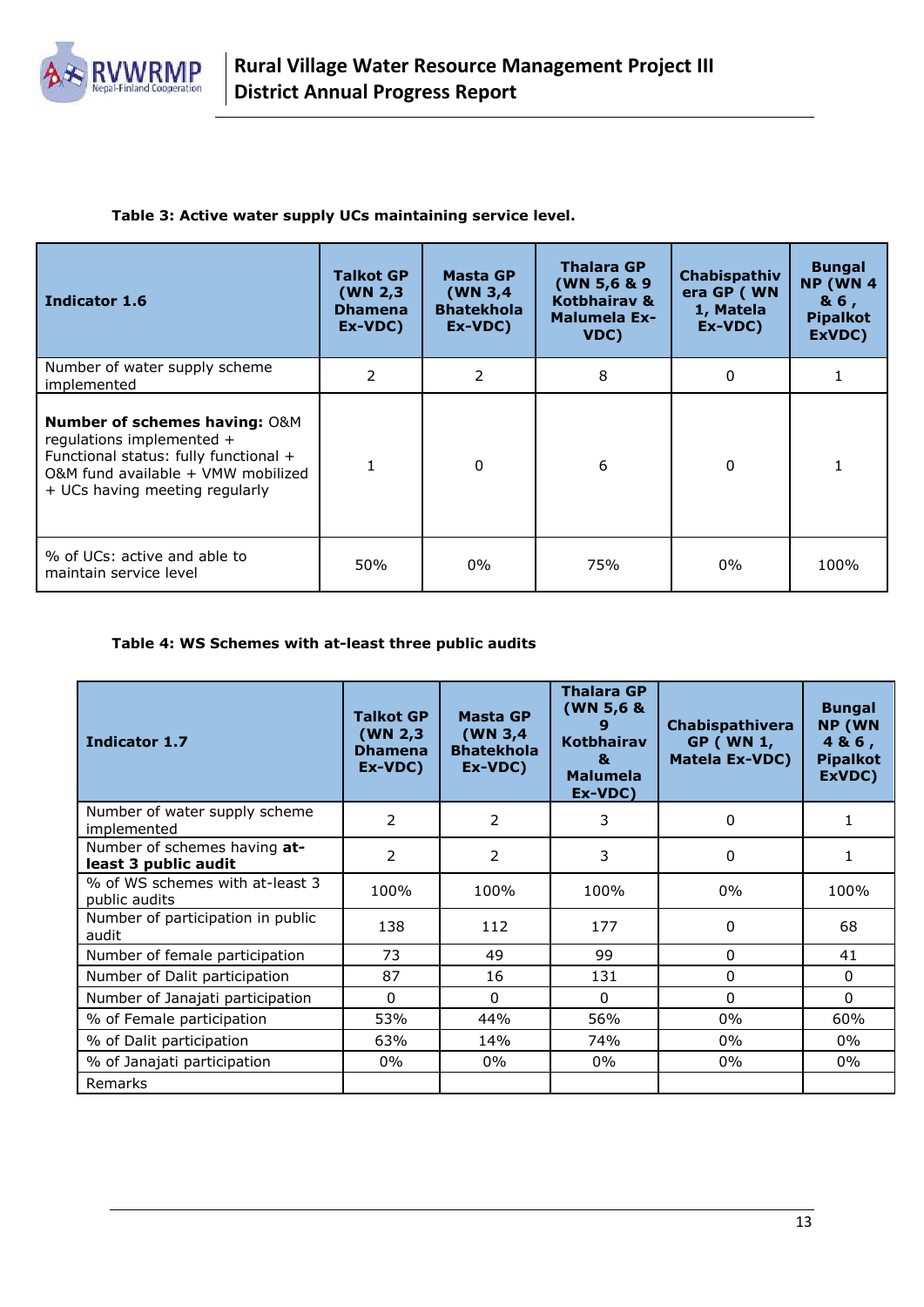**Table 3: Active water supply UCs maintaining service level.**

| Indicator 1.6 | Talkot GP (WN 2,3 Dhamena Ex-VDC) | Masta GP (WN 3,4 Bhatekhola Ex-VDC) | Thalara GP (WN 5,6 & 9 Kotbhairav & Malumela Ex-VDC) | Chabispathivera GP ( WN 1, Matela Ex-VDC) | Bungal NP (WN 4 & 6 , Pipalkot ExVDC) |
|---|---|---|---|---|---|
| Number of water supply scheme implemented | 2 | 2 | 8 | 0 | 1 |
| **Number of schemes having:** O&M regulations implemented + Functional status: fully functional + O&M fund available + VMW mobilized + UCs having meeting regularly | 1 | 0 | 6 | 0 | 1 |
| % of UCs: active and able to maintain service level | 50% | 0% | 75% | 0% | 100% |

**Table 4: WS Schemes with at-least three public audits**

| Indicator 1.7 | Talkot GP (WN 2,3 Dhamena Ex-VDC) | Masta GP (WN 3,4 Bhatekhola Ex-VDC) | Thalara GP (WN 5,6 & 9 Kotbhairav & Malumela Ex-VDC) | Chabispathivera GP ( WN 1, Matela Ex-VDC) | Bungal NP (WN 4 & 6 , Pipalkot ExVDC) |
|---|---|---|---|---|---|
| Number of water supply scheme implemented | 2 | 2 | 3 | 0 | 1 |
| Number of schemes having **at-least 3 public audit** | 2 | 2 | 3 | 0 | 1 |
| % of WS schemes with at-least 3 public audits | 100% | 100% | 100% | 0% | 100% |
| Number of participation in public audit | 138 | 112 | 177 | 0 | 68 |
| Number of female participation | 73 | 49 | 99 | 0 | 41 |
| Number of Dalit participation | 87 | 16 | 131 | 0 | 0 |
| Number of Janajati participation | 0 | 0 | 0 | 0 | 0 |
| % of Female participation | 53% | 44% | 56% | 0% | 60% |
| % of Dalit participation | 63% | 14% | 74% | 0% | 0% |
| % of Janajati participation | 0% | 0% | 0% | 0% | 0% |
| Remarks | | | | | |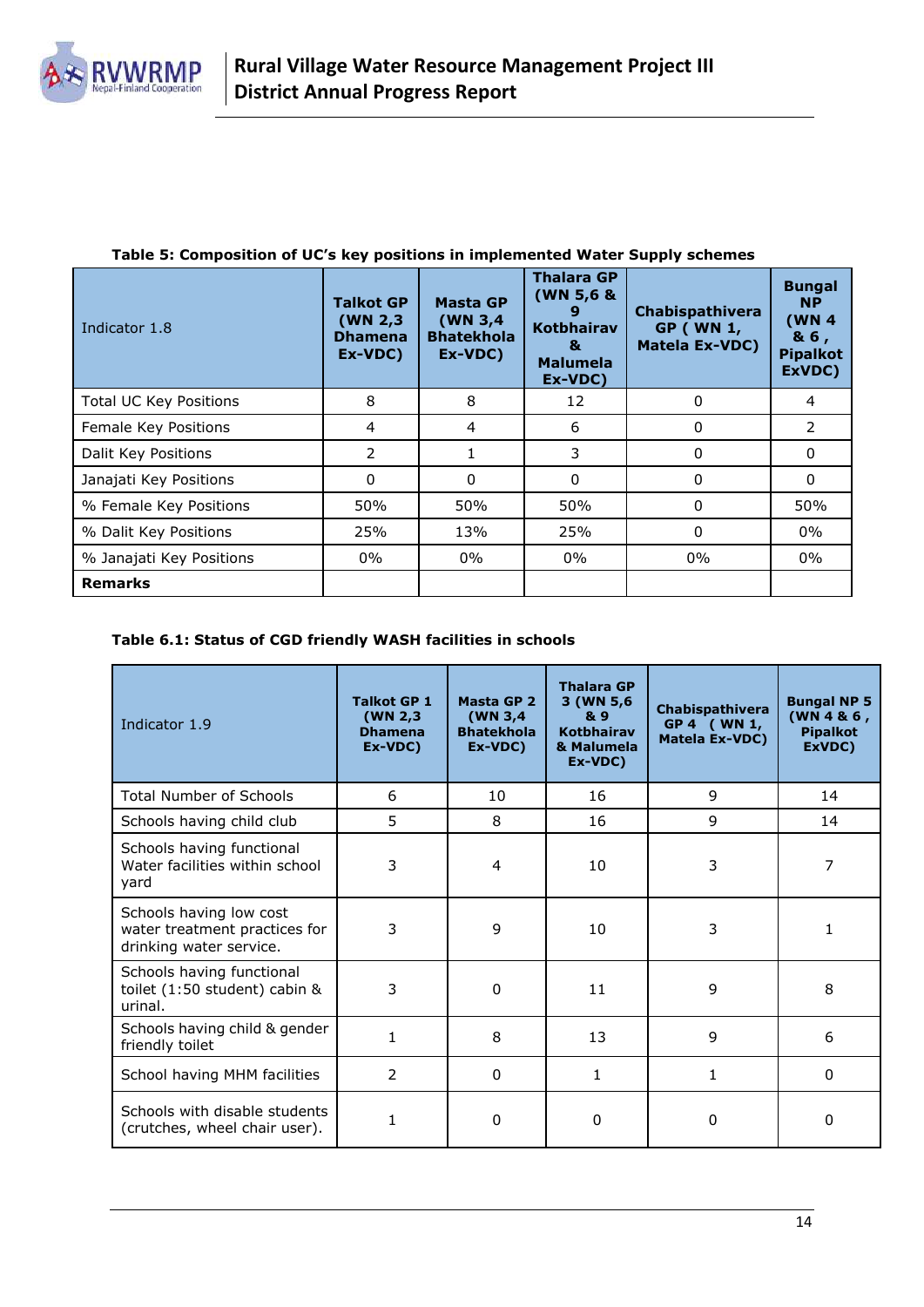**Table 5: Composition of UC's key positions in implemented Water Supply schemes**

| Indicator 1.8 | Talkot GP (WN 2,3 Dhamena Ex-VDC) | Masta GP (WN 3,4 Bhatekhola Ex-VDC) | Thalara GP (WN 5,6 & 9 Kotbhairav & Malumela Ex-VDC) | Chabispathivera GP ( WN 1, Matela Ex-VDC) | Bungal NP (WN 4 & 6 , Pipalkot ExVDC) |
|---|---|---|---|---|---|
| Total UC Key Positions | 8 | 8 | 12 | 0 | 4 |
| Female Key Positions | 4 | 4 | 6 | 0 | 2 |
| Dalit Key Positions | 2 | 1 | 3 | 0 | 0 |
| Janajati Key Positions | 0 | 0 | 0 | 0 | 0 |
| % Female Key Positions | 50% | 50% | 50% | 0 | 50% |
| % Dalit Key Positions | 25% | 13% | 25% | 0 | 0% |
| % Janajati Key Positions | 0% | 0% | 0% | 0% | 0% |
| **Remarks** | | | | | |

**Table 6.1: Status of CGD friendly WASH facilities in schools**

| Indicator 1.9 | Talkot GP 1 (WN 2,3 Dhamena Ex-VDC) | Masta GP 2 (WN 3,4 Bhatekhola Ex-VDC) | Thalara GP 3 (WN 5,6 & 9 Kotbhairav & Malumela Ex-VDC) | Chabispathivera GP 4 ( WN 1, Matela Ex-VDC) | Bungal NP 5 (WN 4 & 6 , Pipalkot ExVDC) |
|---|---|---|---|---|---|
| Total Number of Schools | 6 | 10 | 16 | 9 | 14 |
| Schools having child club | 5 | 8 | 16 | 9 | 14 |
| Schools having functional Water facilities within school yard | 3 | 4 | 10 | 3 | 7 |
| Schools having low cost water treatment practices for drinking water service. | 3 | 9 | 10 | 3 | 1 |
| Schools having functional toilet (1:50 student) cabin & urinal. | 3 | 0 | 11 | 9 | 8 |
| Schools having child & gender friendly toilet | 1 | 8 | 13 | 9 | 6 |
| School having MHM facilities | 2 | 0 | 1 | 1 | 0 |
| Schools with disable students (crutches, wheel chair user). | 1 | 0 | 0 | 0 | 0 |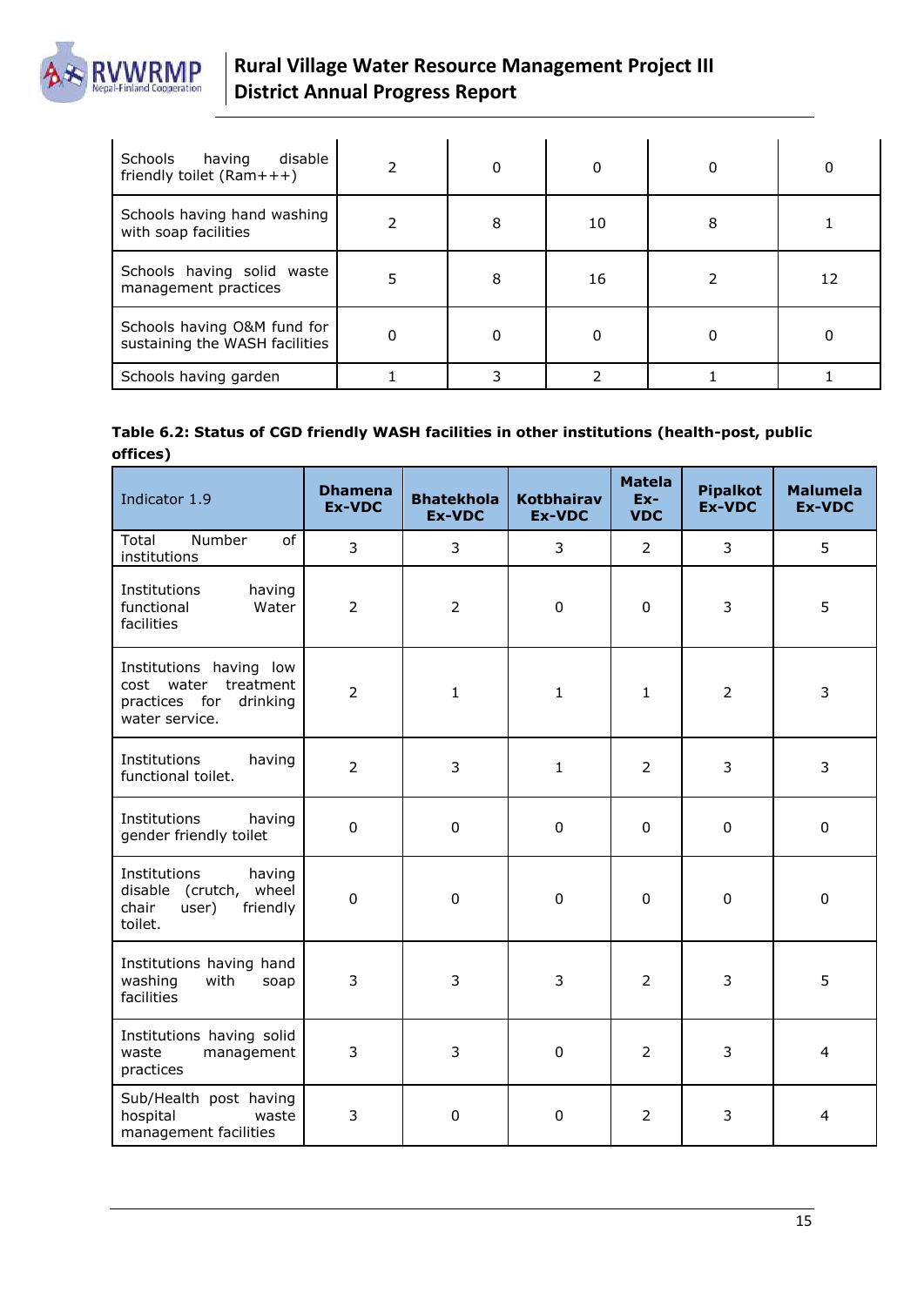| Schools having disable friendly toilet (Ram+++) | 2 | 0 | 0 | 0 | 0 |
|---|---|---|---|---|---|
| Schools having hand washing with soap facilities | 2 | 8 | 10 | 8 | 1 |
| Schools having solid waste management practices | 5 | 8 | 16 | 2 | 12 |
| Schools having O&M fund for sustaining the WASH facilities | 0 | 0 | 0 | 0 | 0 |
| Schools having garden | 1 | 3 | 2 | 1 | 1 |

**Table 6.2: Status of CGD friendly WASH facilities in other institutions (health-post, public offices)**

| Indicator 1.9 | Dhamena Ex-VDC | Bhatekhola Ex-VDC | Kotbhairav Ex-VDC | Matela Ex-VDC | Pipalkot Ex-VDC | Malumela Ex-VDC |
|---|---|---|---|---|---|---|
| Total Number of institutions | 3 | 3 | 3 | 2 | 3 | 5 |
| Institutions having functional Water facilities | 2 | 2 | 0 | 0 | 3 | 5 |
| Institutions having low cost water treatment practices for drinking water service. | 2 | 1 | 1 | 1 | 2 | 3 |
| Institutions having functional toilet. | 2 | 3 | 1 | 2 | 3 | 3 |
| Institutions having gender friendly toilet | 0 | 0 | 0 | 0 | 0 | 0 |
| Institutions having disable (crutch, wheel chair user) friendly toilet. | 0 | 0 | 0 | 0 | 0 | 0 |
| Institutions having hand washing with soap facilities | 3 | 3 | 3 | 2 | 3 | 5 |
| Institutions having solid waste management practices | 3 | 3 | 0 | 2 | 3 | 4 |
| Sub/Health post having hospital waste management facilities | 3 | 0 | 0 | 2 | 3 | 4 |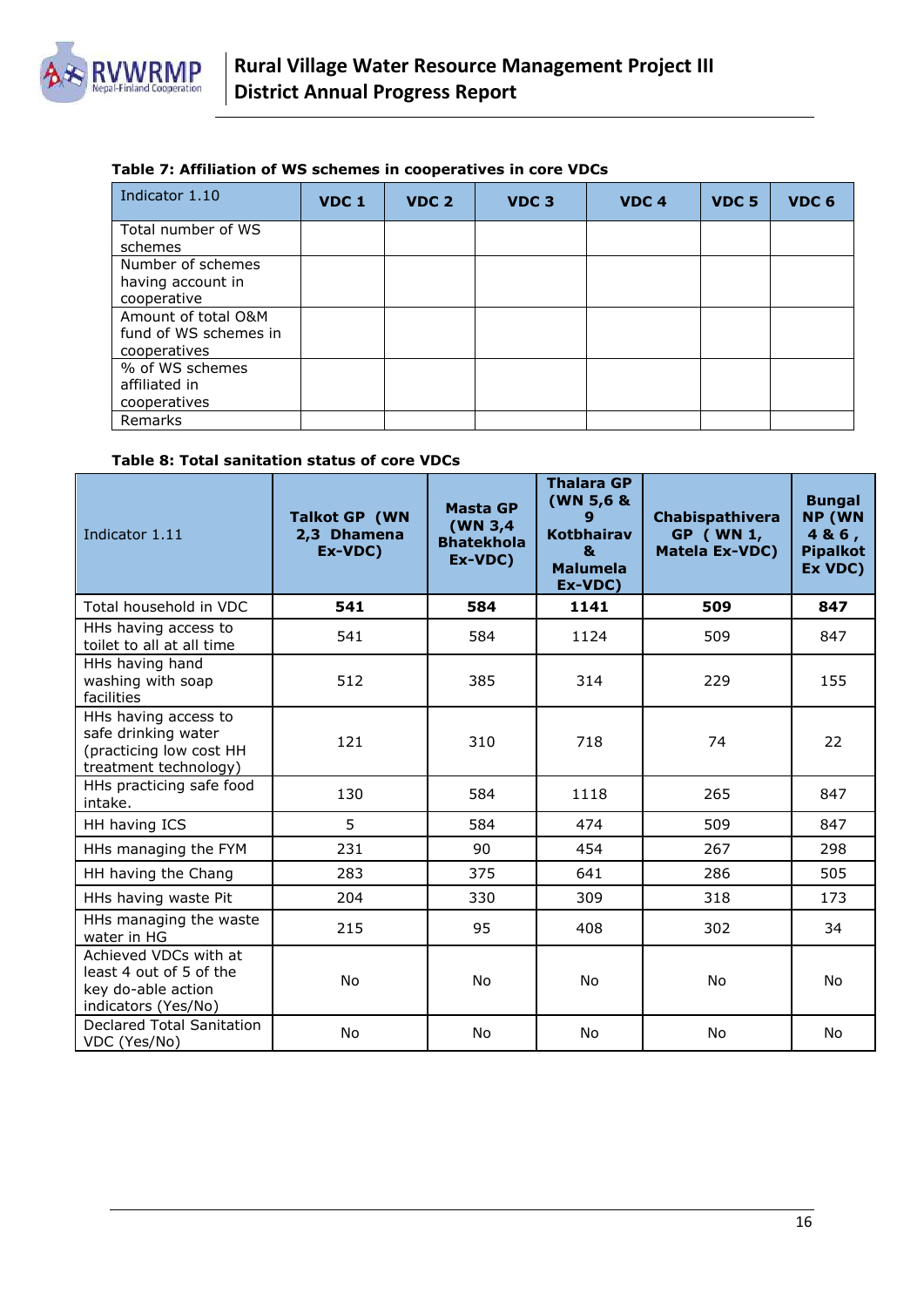**Table 7: Affiliation of WS schemes in cooperatives in core VDCs**

| Indicator 1.10 | VDC 1 | VDC 2 | VDC 3 | VDC 4 | VDC 5 | VDC 6 |
|---|---|---|---|---|---|---|
| Total number of WS schemes | | | | | | |
| Number of schemes having account in cooperative | | | | | | |
| Amount of total O&M fund of WS schemes in cooperatives | | | | | | |
| % of WS schemes affiliated in cooperatives | | | | | | |
| Remarks | | | | | | |

**Table 8: Total sanitation status of core VDCs**

| Indicator 1.11 | Talkot GP (WN 2,3 Dhamena Ex-VDC) | Masta GP (WN 3,4 Bhatekhola Ex-VDC) | Thalara GP (WN 5,6 & 9 Kotbhairav & Malumela Ex-VDC) | Chabispathivera GP ( WN 1, Matela Ex-VDC) | Bungal NP (WN 4 & 6 , Pipalkot Ex VDC) |
|---|---|---|---|---|---|
| Total household in VDC | **541** | **584** | **1141** | **509** | **847** |
| HHs having access to toilet to all at all time | 541 | 584 | 1124 | 509 | 847 |
| HHs having hand washing with soap facilities | 512 | 385 | 314 | 229 | 155 |
| HHs having access to safe drinking water (practicing low cost HH treatment technology) | 121 | 310 | 718 | 74 | 22 |
| HHs practicing safe food intake. | 130 | 584 | 1118 | 265 | 847 |
| HH having ICS | 5 | 584 | 474 | 509 | 847 |
| HHs managing the FYM | 231 | 90 | 454 | 267 | 298 |
| HH having the Chang | 283 | 375 | 641 | 286 | 505 |
| HHs having waste Pit | 204 | 330 | 309 | 318 | 173 |
| HHs managing the waste water in HG | 215 | 95 | 408 | 302 | 34 |
| Achieved VDCs with at least 4 out of 5 of the key do-able action indicators (Yes/No) | No | No | No | No | No |
| Declared Total Sanitation VDC (Yes/No) | No | No | No | No | No |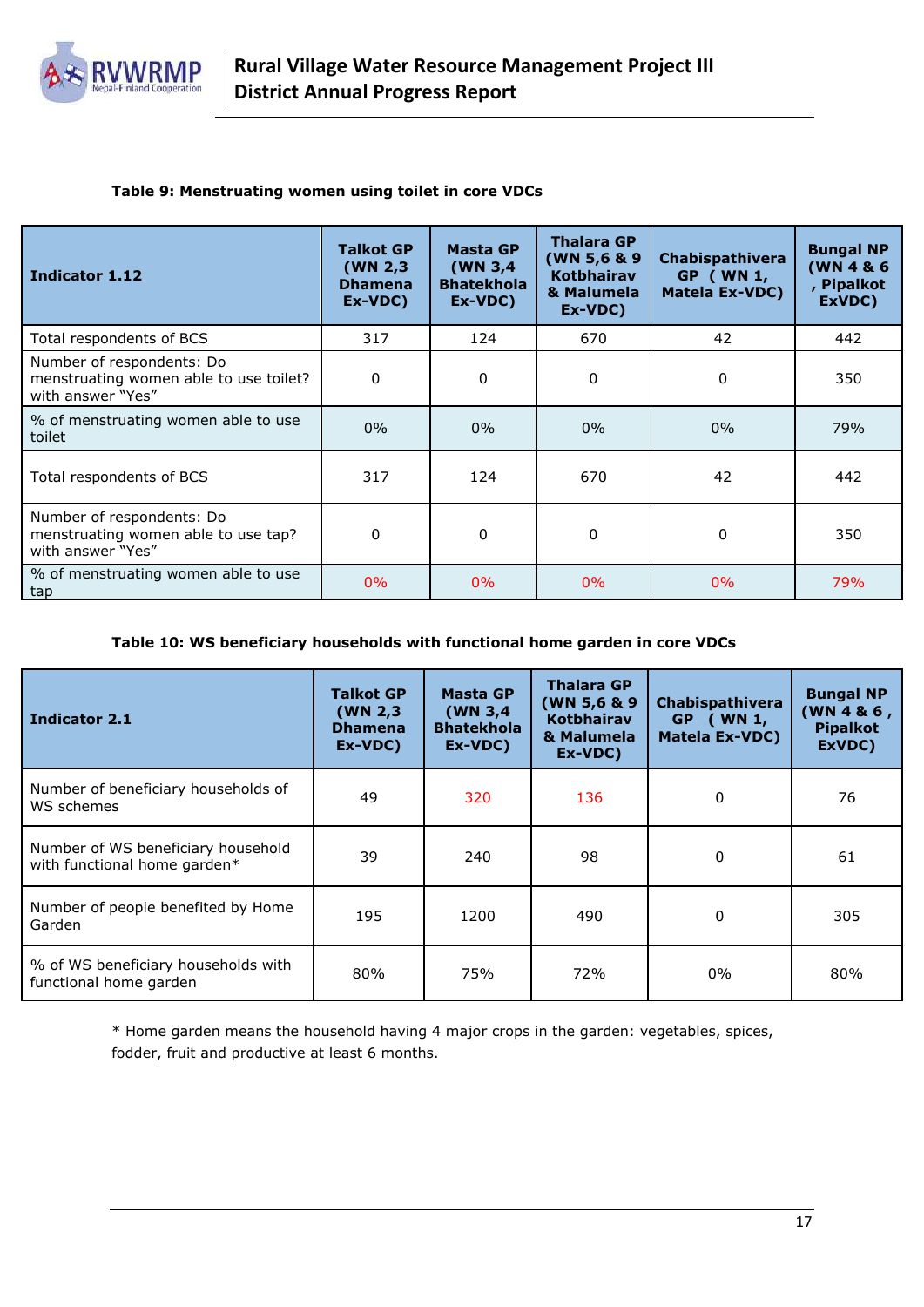**Table 9: Menstruating women using toilet in core VDCs**

| Indicator 1.12 | Talkot GP (WN 2,3 Dhamena Ex-VDC) | Masta GP (WN 3,4 Bhatekhola Ex-VDC) | Thalara GP (WN 5,6 & 9 Kotbhairav & Malumela Ex-VDC) | Chabispathivera GP ( WN 1, Matela Ex-VDC) | Bungal NP (WN 4 & 6 , Pipalkot ExVDC) |
|---|---|---|---|---|---|
| Total respondents of BCS | 317 | 124 | 670 | 42 | 442 |
| Number of respondents: Do menstruating women able to use toilet? with answer "Yes" | 0 | 0 | 0 | 0 | 350 |
| % of menstruating women able to use toilet | 0% | 0% | 0% | 0% | 79% |
| Total respondents of BCS | 317 | 124 | 670 | 42 | 442 |
| Number of respondents: Do menstruating women able to use tap? with answer "Yes" | 0 | 0 | 0 | 0 | 350 |
| % of menstruating women able to use tap | 0% | 0% | 0% | 0% | 79% |

**Table 10: WS beneficiary households with functional home garden in core VDCs**

| Indicator 2.1 | Talkot GP (WN 2,3 Dhamena Ex-VDC) | Masta GP (WN 3,4 Bhatekhola Ex-VDC) | Thalara GP (WN 5,6 & 9 Kotbhairav & Malumela Ex-VDC) | Chabispathivera GP ( WN 1, Matela Ex-VDC) | Bungal NP (WN 4 & 6 , Pipalkot ExVDC) |
|---|---|---|---|---|---|
| Number of beneficiary households of WS schemes | 49 | 320 | 136 | 0 | 76 |
| Number of WS beneficiary household with functional home garden* | 39 | 240 | 98 | 0 | 61 |
| Number of people benefited by Home Garden | 195 | 1200 | 490 | 0 | 305 |
| % of WS beneficiary households with functional home garden | 80% | 75% | 72% | 0% | 80% |

* Home garden means the household having 4 major crops in the garden: vegetables, spices, fodder, fruit and productive at least 6 months.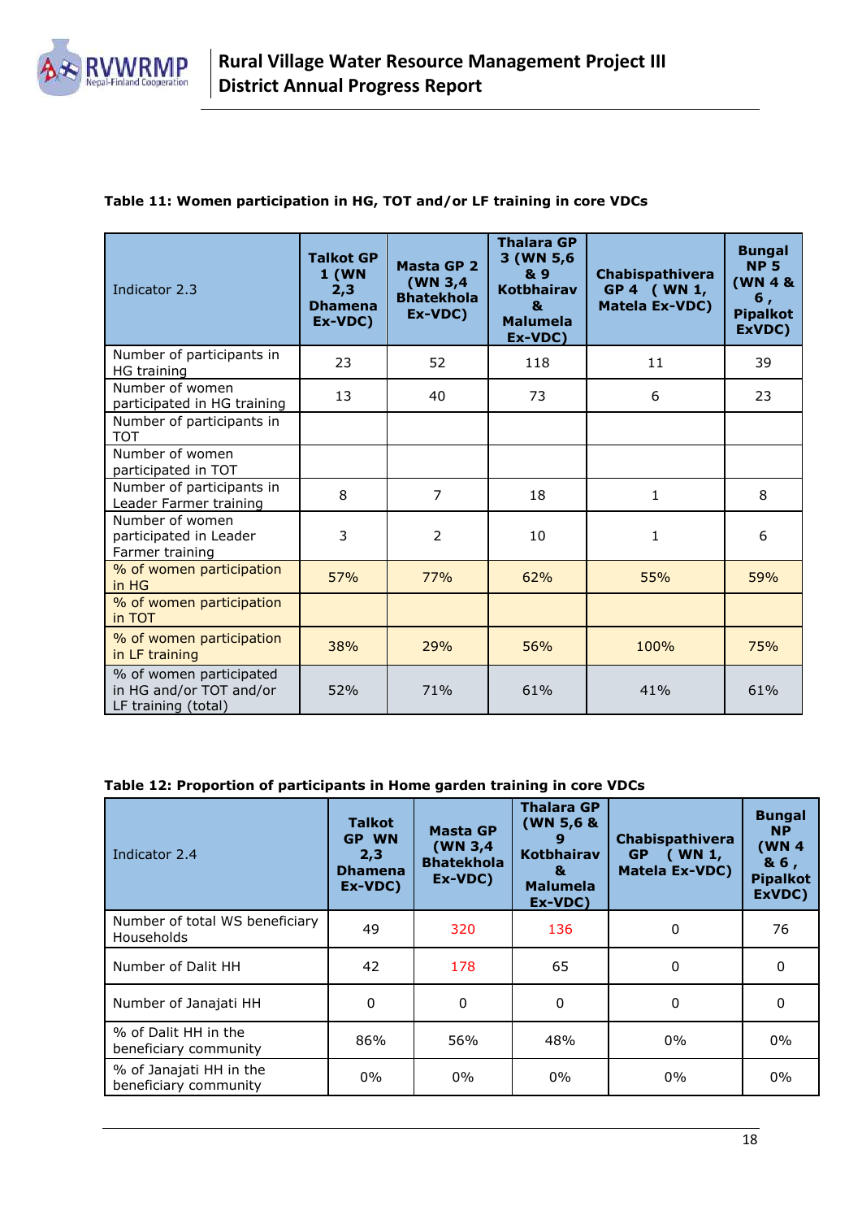**Table 11: Women participation in HG, TOT and/or LF training in core VDCs**

| Indicator 2.3 | Talkot GP 1 (WN 2,3 Dhamena Ex-VDC) | Masta GP 2 (WN 3,4 Bhatekhola Ex-VDC) | Thalara GP 3 (WN 5,6 & 9 Kotbhairav & Malumela Ex-VDC) | Chabispathivera GP 4 ( WN 1, Matela Ex-VDC) | Bungal NP 5 (WN 4 & 6 , Pipalkot ExVDC) |
|---|---|---|---|---|---|
| Number of participants in HG training | 23 | 52 | 118 | 11 | 39 |
| Number of women participated in HG training | 13 | 40 | 73 | 6 | 23 |
| Number of participants in TOT | | | | | |
| Number of women participated in TOT | | | | | |
| Number of participants in Leader Farmer training | 8 | 7 | 18 | 1 | 8 |
| Number of women participated in Leader Farmer training | 3 | 2 | 10 | 1 | 6 |
| % of women participation in HG | 57% | 77% | 62% | 55% | 59% |
| % of women participation in TOT | | | | | |
| % of women participation in LF training | 38% | 29% | 56% | 100% | 75% |
| % of women participated in HG and/or TOT and/or LF training (total) | 52% | 71% | 61% | 41% | 61% |

**Table 12: Proportion of participants in Home garden training in core VDCs**

| Indicator 2.4 | Talkot GP WN 2,3 Dhamena Ex-VDC) | Masta GP (WN 3,4 Bhatekhola Ex-VDC) | Thalara GP (WN 5,6 & 9 Kotbhairav & Malumela Ex-VDC) | Chabispathivera GP ( WN 1, Matela Ex-VDC) | Bungal NP (WN 4 & 6 , Pipalkot ExVDC) |
|---|---|---|---|---|---|
| Number of total WS beneficiary Households | 49 | 320 | 136 | 0 | 76 |
| Number of Dalit HH | 42 | 178 | 65 | 0 | 0 |
| Number of Janajati HH | 0 | 0 | 0 | 0 | 0 |
| % of Dalit HH in the beneficiary community | 86% | 56% | 48% | 0% | 0% |
| % of Janajati HH in the beneficiary community | 0% | 0% | 0% | 0% | 0% |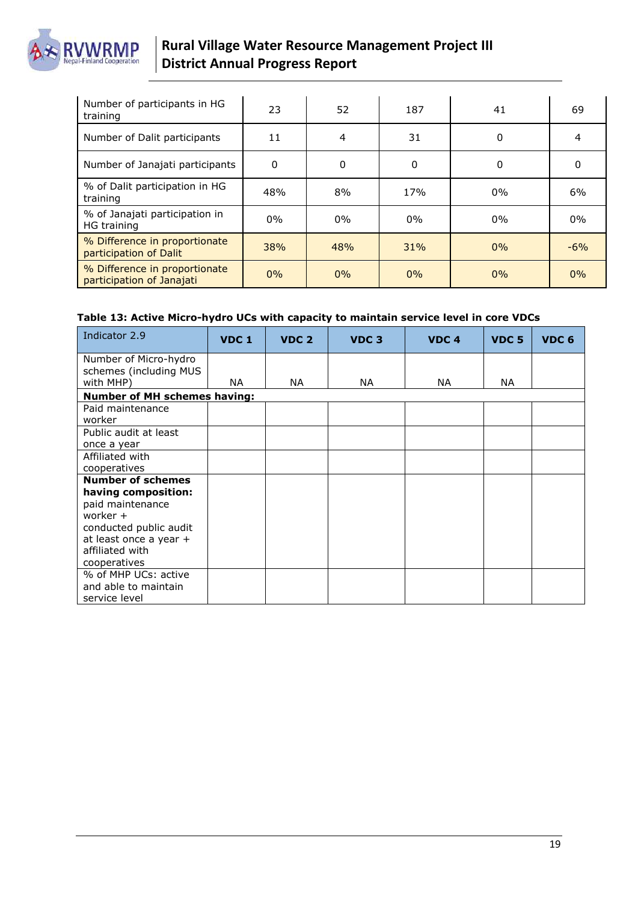| Number of participants in HG training | 23 | 52 | 187 | 41 | 69 |
|---|---|---|---|---|---|
| Number of Dalit participants | 11 | 4 | 31 | 0 | 4 |
| Number of Janajati participants | 0 | 0 | 0 | 0 | 0 |
| % of Dalit participation in HG training | 48% | 8% | 17% | 0% | 6% |
| % of Janajati participation in HG training | 0% | 0% | 0% | 0% | 0% |
| % Difference in proportionate participation of Dalit | 38% | 48% | 31% | 0% | -6% |
| % Difference in proportionate participation of Janajati | 0% | 0% | 0% | 0% | 0% |

**Table 13: Active Micro-hydro UCs with capacity to maintain service level in core VDCs**

| Indicator 2.9 | VDC 1 | VDC 2 | VDC 3 | VDC 4 | VDC 5 | VDC 6 |
|---|---|---|---|---|---|---|
| Number of Micro-hydro schemes (including MUS with MHP) | NA | NA | NA | NA | NA | |
| **Number of MH schemes having:** | | | | | | |
| Paid maintenance worker | | | | | | |
| Public audit at least once a year | | | | | | |
| Affiliated with cooperatives | | | | | | |
| **Number of schemes having composition:** paid maintenance worker + conducted public audit at least once a year + affiliated with cooperatives | | | | | | |
| % of MHP UCs: active and able to maintain service level | | | | | | |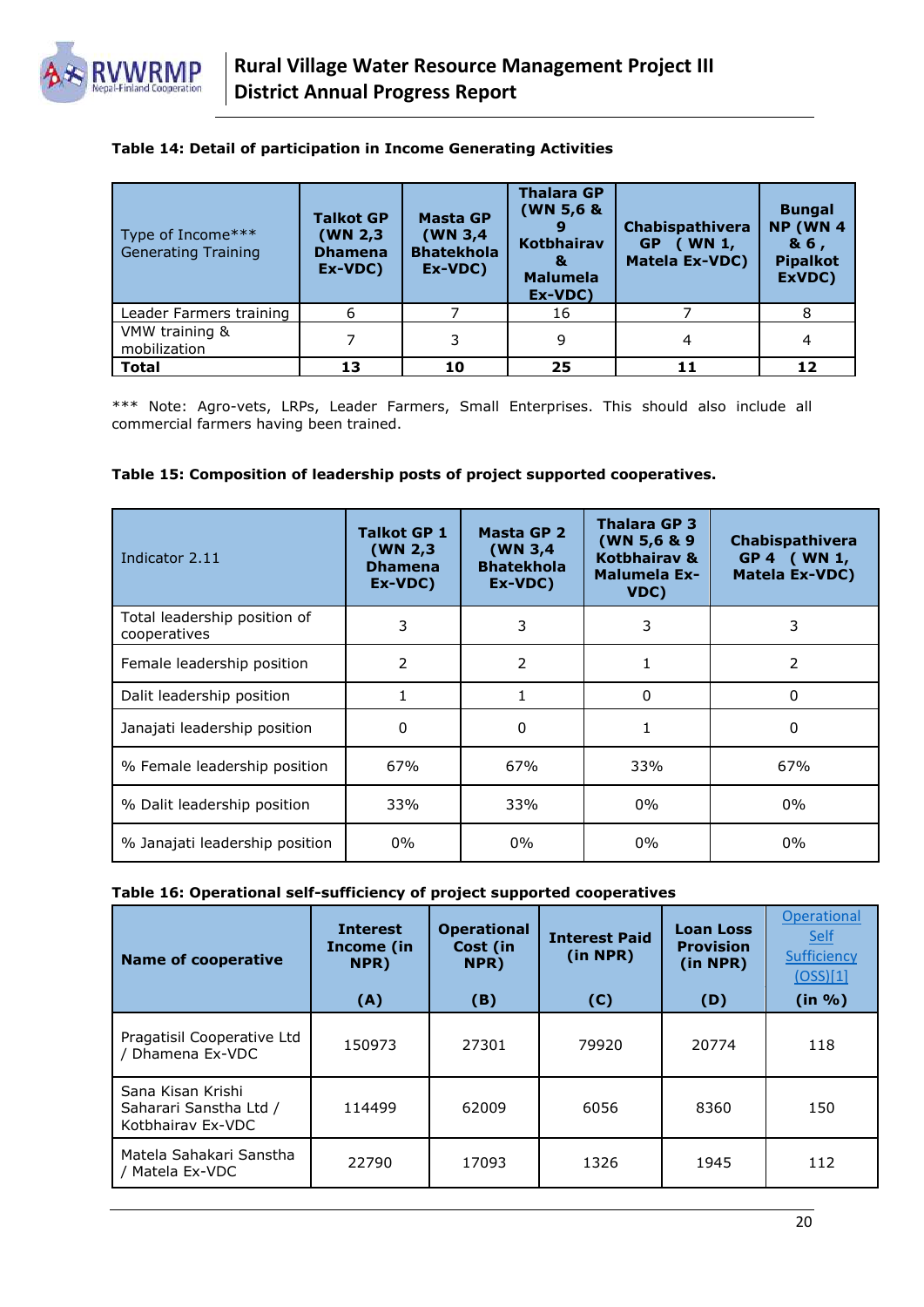**Table 14: Detail of participation in Income Generating Activities**

| Type of Income*** Generating Training | Talkot GP (WN 2,3 Dhamena Ex-VDC) | Masta GP (WN 3,4 Bhatekhola Ex-VDC) | Thalara GP (WN 5,6 & 9 Kotbhairav & Malumela Ex-VDC) | Chabispathivera GP ( WN 1, Matela Ex-VDC) | Bungal NP (WN 4 & 6 , Pipalkot ExVDC) |
|---|---|---|---|---|---|
| Leader Farmers training | 6 | 7 | 16 | 7 | 8 |
| VMW training & mobilization | 7 | 3 | 9 | 4 | 4 |
| **Total** | **13** | **10** | **25** | **11** | **12** |

*** Note: Agro-vets, LRPs, Leader Farmers, Small Enterprises. This should also include all commercial farmers having been trained.

**Table 15: Composition of leadership posts of project supported cooperatives.**

| Indicator 2.11 | Talkot GP 1 (WN 2,3 Dhamena Ex-VDC) | Masta GP 2 (WN 3,4 Bhatekhola Ex-VDC) | Thalara GP 3 (WN 5,6 & 9 Kotbhairav & Malumela Ex-VDC) | Chabispathivera GP 4 ( WN 1, Matela Ex-VDC) |
|---|---|---|---|---|
| Total leadership position of cooperatives | 3 | 3 | 3 | 3 |
| Female leadership position | 2 | 2 | 1 | 2 |
| Dalit leadership position | 1 | 1 | 0 | 0 |
| Janajati leadership position | 0 | 0 | 1 | 0 |
| % Female leadership position | 67% | 67% | 33% | 67% |
| % Dalit leadership position | 33% | 33% | 0% | 0% |
| % Janajati leadership position | 0% | 0% | 0% | 0% |

**Table 16: Operational self-sufficiency of project supported cooperatives**

| Name of cooperative | Interest Income (in NPR) (A) | Operational Cost (in NPR) (B) | Interest Paid (in NPR) (C) | Loan Loss Provision (in NPR) (D) | Operational Self Sufficiency (OSS)[1] (in %) |
|---|---|---|---|---|---|
| Pragatisil Cooperative Ltd / Dhamena Ex-VDC | 150973 | 27301 | 79920 | 20774 | 118 |
| Sana Kisan Krishi Saharari Sanstha Ltd / Kotbhairav Ex-VDC | 114499 | 62009 | 6056 | 8360 | 150 |
| Matela Sahakari Sanstha / Matela Ex-VDC | 22790 | 17093 | 1326 | 1945 | 112 |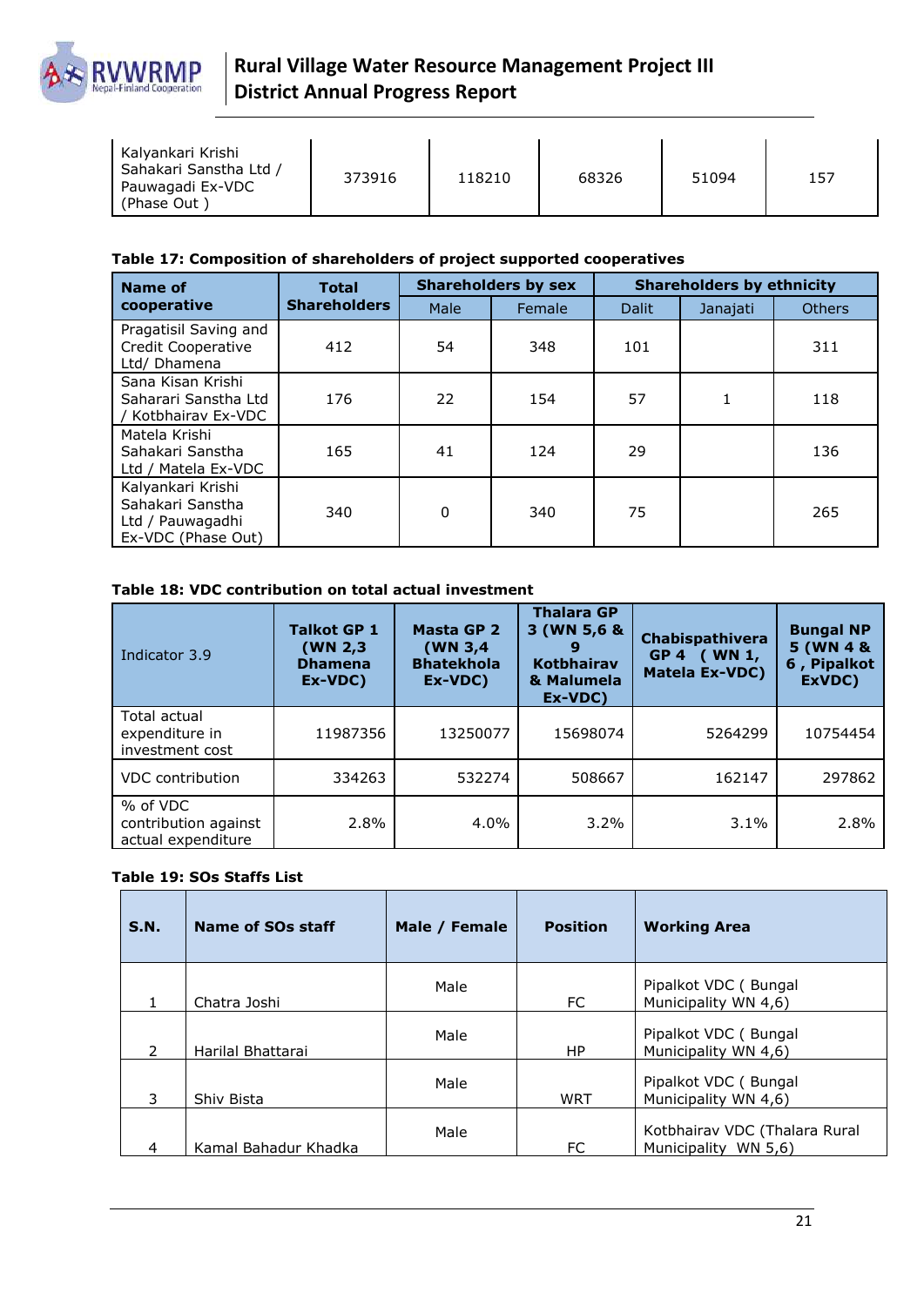| Kalyankari Krishi Sahakari Sanstha Ltd / Pauwagadi Ex-VDC (Phase Out ) | 373916 | 118210 | 68326 | 51094 | 157 |
|---|---|---|---|---|---|

**Table 17: Composition of shareholders of project supported cooperatives**

| Name of cooperative | Total Shareholders | Shareholders by sex | | Shareholders by ethnicity | | |
|---|---|---|---|---|---|---|
| | | Male | Female | Dalit | Janajati | Others |
| Pragatisil Saving and Credit Cooperative Ltd/ Dhamena | 412 | 54 | 348 | 101 | | 311 |
| Sana Kisan Krishi Saharari Sanstha Ltd / Kotbhairav Ex-VDC | 176 | 22 | 154 | 57 | 1 | 118 |
| Matela Krishi Sahakari Sanstha Ltd / Matela Ex-VDC | 165 | 41 | 124 | 29 | | 136 |
| Kalyankari Krishi Sahakari Sanstha Ltd / Pauwagadhi Ex-VDC (Phase Out) | 340 | 0 | 340 | 75 | | 265 |

**Table 18: VDC contribution on total actual investment**

| Indicator 3.9 | Talkot GP 1 (WN 2,3 Dhamena Ex-VDC) | Masta GP 2 (WN 3,4 Bhatekhola Ex-VDC) | Thalara GP 3 (WN 5,6 & 9 Kotbhairav & Malumela Ex-VDC) | Chabispathivera GP 4 ( WN 1, Matela Ex-VDC) | Bungal NP 5 (WN 4 & 6 , Pipalkot ExVDC) |
|---|---|---|---|---|---|
| Total actual expenditure in investment cost | 11987356 | 13250077 | 15698074 | 5264299 | 10754454 |
| VDC contribution | 334263 | 532274 | 508667 | 162147 | 297862 |
| % of VDC contribution against actual expenditure | 2.8% | 4.0% | 3.2% | 3.1% | 2.8% |

**Table 19: SOs Staffs List**

| S.N. | Name of SOs staff | Male / Female | Position | Working Area |
|---|---|---|---|---|
| 1 | Chatra Joshi | Male | FC | Pipalkot VDC ( Bungal Municipality WN 4,6) |
| 2 | Harilal Bhattarai | Male | HP | Pipalkot VDC ( Bungal Municipality WN 4,6) |
| 3 | Shiv Bista | Male | WRT | Pipalkot VDC ( Bungal Municipality WN 4,6) |
| 4 | Kamal Bahadur Khadka | Male | FC | Kotbhairav VDC (Thalara Rural Municipality WN 5,6) |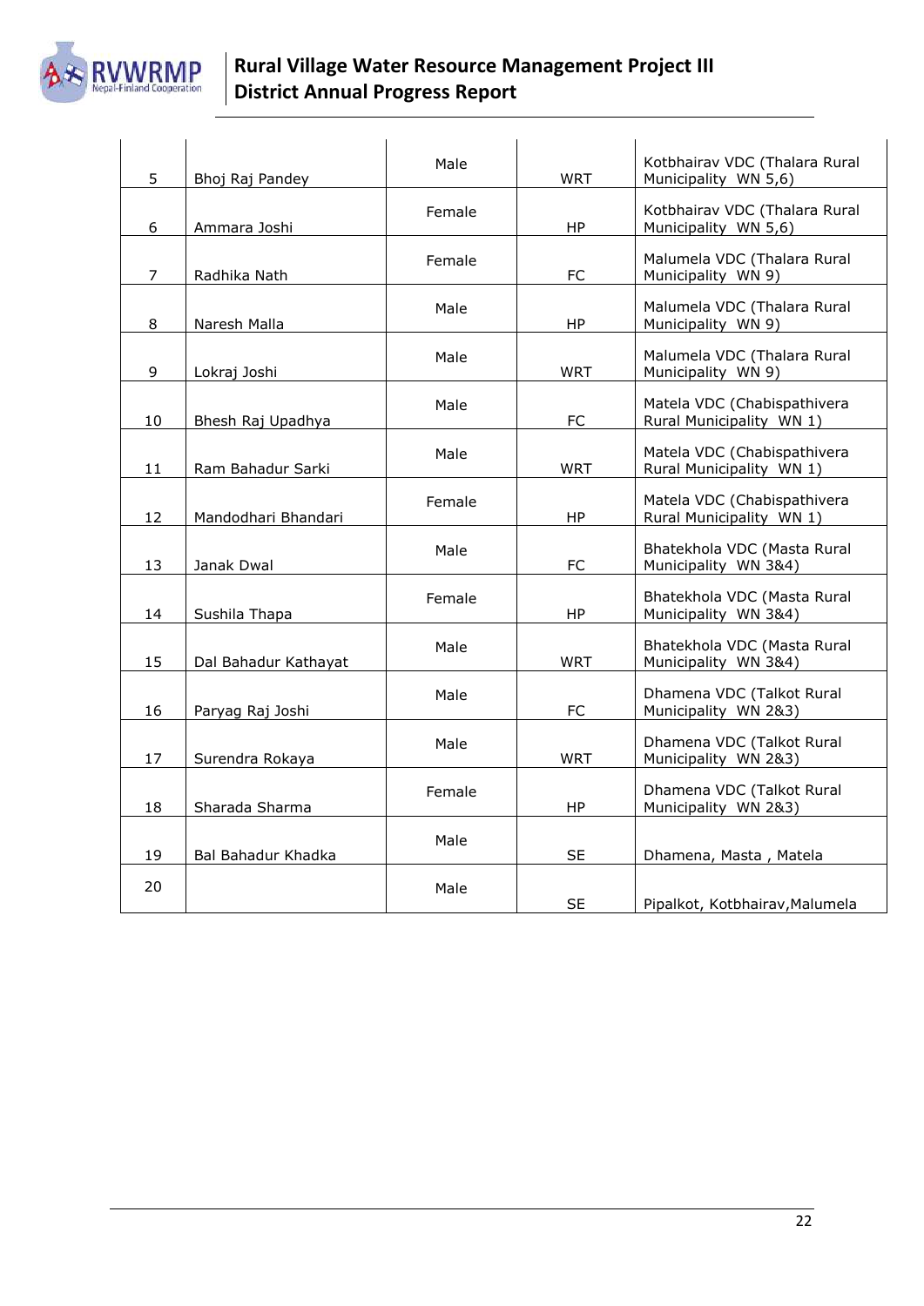| 5 | Bhoj Raj Pandey | Male | WRT | Kotbhairav VDC (Thalara Rural Municipality WN 5,6) |
|---|---|---|---|---|
| 6 | Ammara Joshi | Female | HP | Kotbhairav VDC (Thalara Rural Municipality WN 5,6) |
| 7 | Radhika Nath | Female | FC | Malumela VDC (Thalara Rural Municipality WN 9) |
| 8 | Naresh Malla | Male | HP | Malumela VDC (Thalara Rural Municipality WN 9) |
| 9 | Lokraj Joshi | Male | WRT | Malumela VDC (Thalara Rural Municipality WN 9) |
| 10 | Bhesh Raj Upadhya | Male | FC | Matela VDC (Chabispathivera Rural Municipality WN 1) |
| 11 | Ram Bahadur Sarki | Male | WRT | Matela VDC (Chabispathivera Rural Municipality WN 1) |
| 12 | Mandodhari Bhandari | Female | HP | Matela VDC (Chabispathivera Rural Municipality WN 1) |
| 13 | Janak Dwal | Male | FC | Bhatekhola VDC (Masta Rural Municipality WN 3&4) |
| 14 | Sushila Thapa | Female | HP | Bhatekhola VDC (Masta Rural Municipality WN 3&4) |
| 15 | Dal Bahadur Kathayat | Male | WRT | Bhatekhola VDC (Masta Rural Municipality WN 3&4) |
| 16 | Paryag Raj Joshi | Male | FC | Dhamena VDC (Talkot Rural Municipality WN 2&3) |
| 17 | Surendra Rokaya | Male | WRT | Dhamena VDC (Talkot Rural Municipality WN 2&3) |
| 18 | Sharada Sharma | Female | HP | Dhamena VDC (Talkot Rural Municipality WN 2&3) |
| 19 | Bal Bahadur Khadka | Male | SE | Dhamena, Masta , Matela |
| 20 | | Male | SE | Pipalkot, Kotbhairav,Malumela |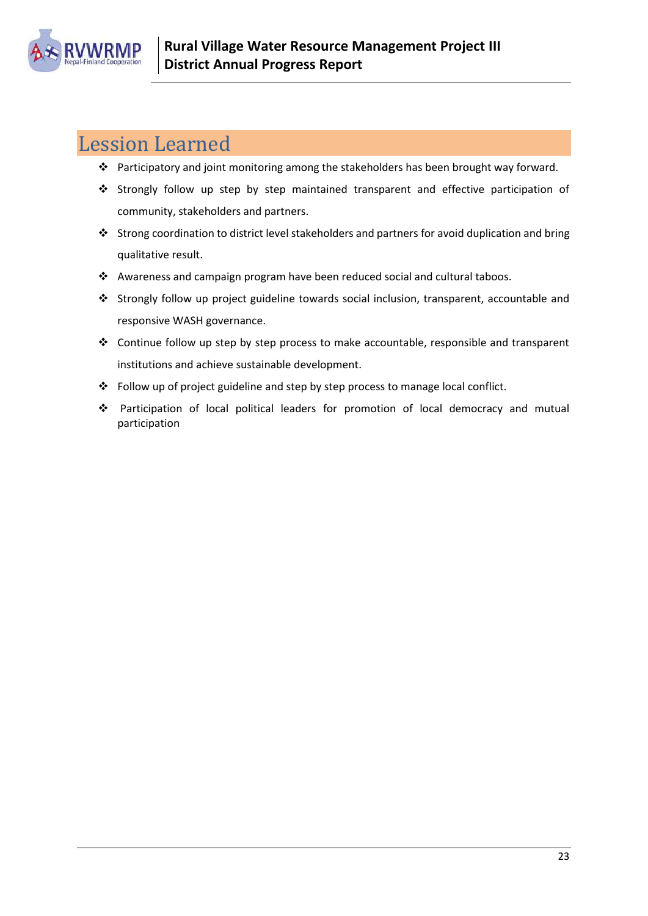# Lession Learned

- Participatory and joint monitoring among the stakeholders has been brought way forward.
- Strongly follow up step by step maintained transparent and effective participation of community, stakeholders and partners.
- Strong coordination to district level stakeholders and partners for avoid duplication and bring qualitative result.
- Awareness and campaign program have been reduced social and cultural taboos.
- Strongly follow up project guideline towards social inclusion, transparent, accountable and responsive WASH governance.
- Continue follow up step by step process to make accountable, responsible and transparent institutions and achieve sustainable development.
- Follow up of project guideline and step by step process to manage local conflict.
- Participation of local political leaders for promotion of local democracy and mutual participation